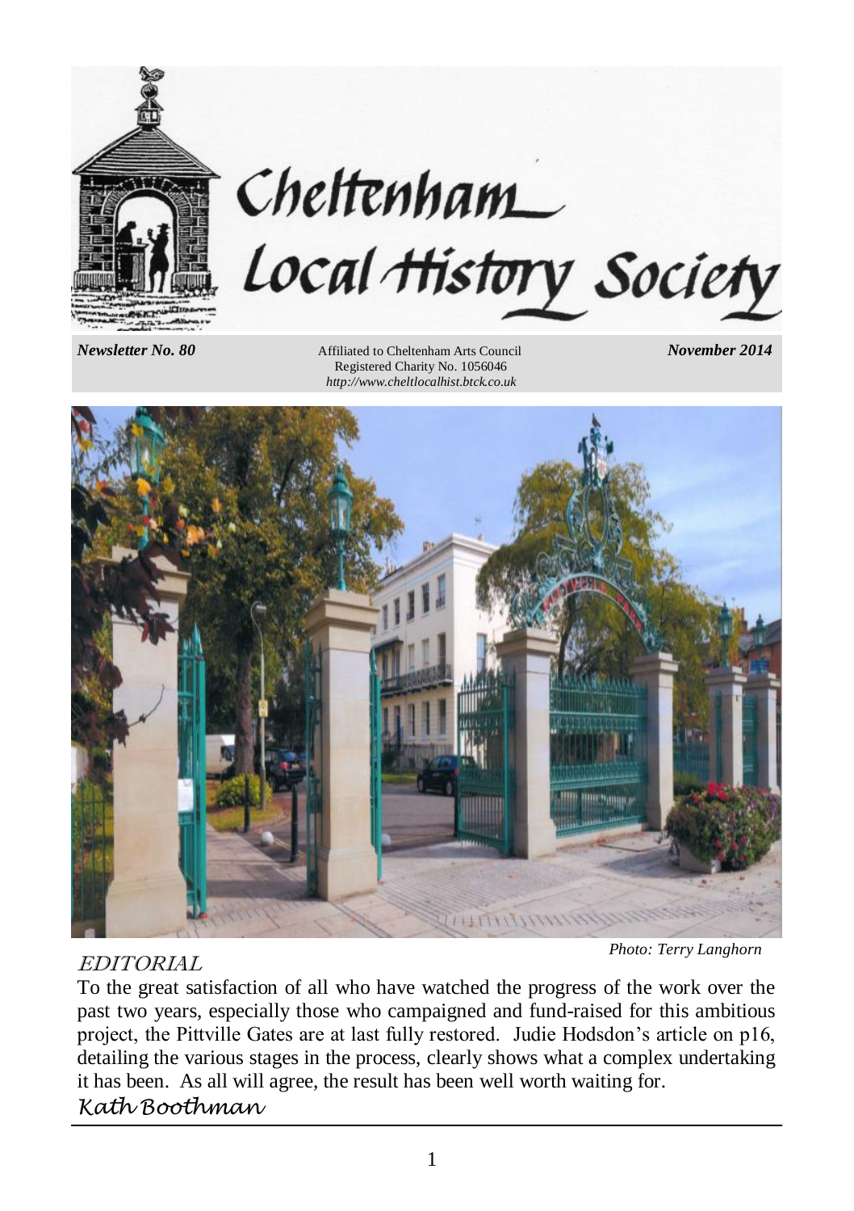# Cheltenham Local History Society

*Newsletter No. 80*

Affiliated to Cheltenham Arts Council
Registered Charity No. 1056046
*http://www.cheltlocalhist.btck.co.uk*

*November 2014*

*Photo: Terry Langhorn*

## EDITORIAL

To the great satisfaction of all who have watched the progress of the work over the past two years, especially those who campaigned and fund-raised for this ambitious project, the Pittville Gates are at last fully restored. Judie Hodsdon's article on p16, detailing the various stages in the process, clearly shows what a complex undertaking it has been. As all will agree, the result has been well worth waiting for.

*Kath Boothman*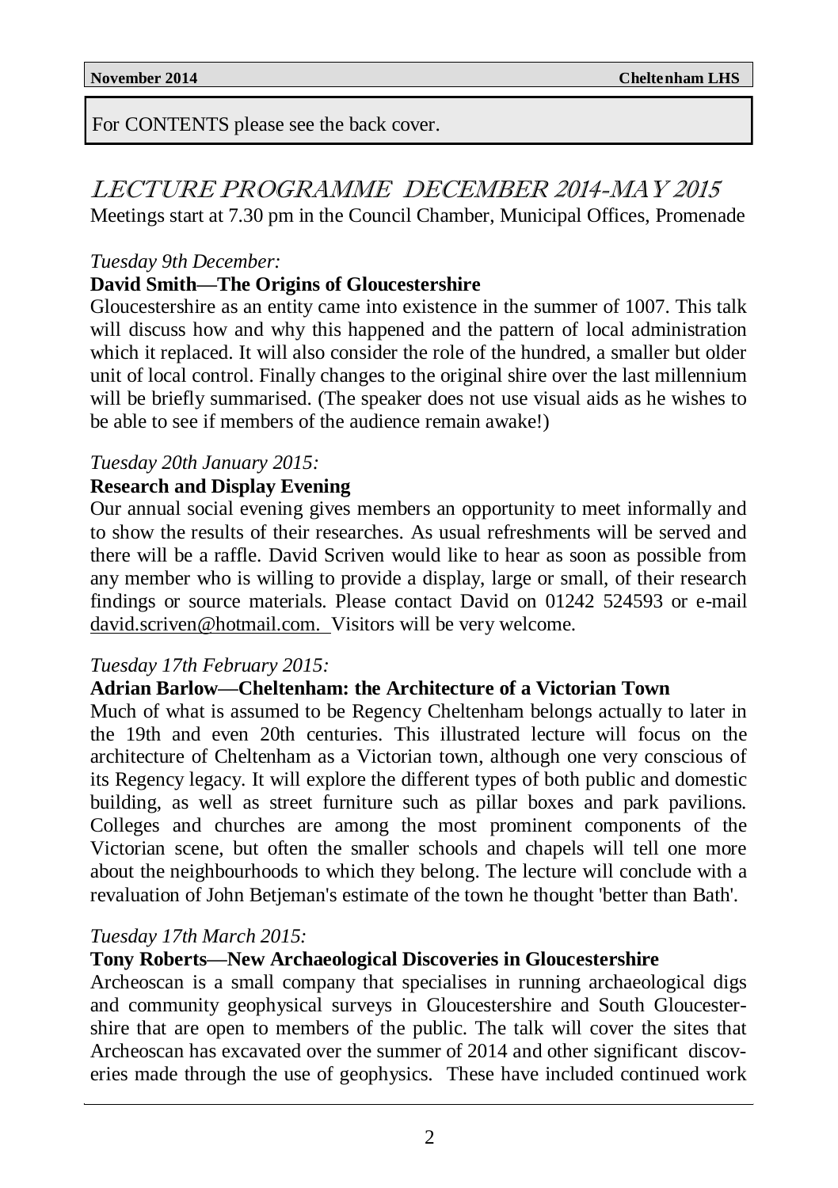For CONTENTS please see the back cover.

# LECTURE PROGRAMME DECEMBER 2014-MAY 2015

Meetings start at 7.30 pm in the Council Chamber, Municipal Offices, Promenade

*Tuesday 9th December:*

**David Smith—The Origins of Gloucestershire**

Gloucestershire as an entity came into existence in the summer of 1007. This talk will discuss how and why this happened and the pattern of local administration which it replaced. It will also consider the role of the hundred, a smaller but older unit of local control. Finally changes to the original shire over the last millennium will be briefly summarised. (The speaker does not use visual aids as he wishes to be able to see if members of the audience remain awake!)

*Tuesday 20th January 2015:*

**Research and Display Evening**

Our annual social evening gives members an opportunity to meet informally and to show the results of their researches. As usual refreshments will be served and there will be a raffle. David Scriven would like to hear as soon as possible from any member who is willing to provide a display, large or small, of their research findings or source materials. Please contact David on 01242 524593 or e-mail david.scriven@hotmail.com. Visitors will be very welcome.

*Tuesday 17th February 2015:*

**Adrian Barlow—Cheltenham: the Architecture of a Victorian Town**

Much of what is assumed to be Regency Cheltenham belongs actually to later in the 19th and even 20th centuries. This illustrated lecture will focus on the architecture of Cheltenham as a Victorian town, although one very conscious of its Regency legacy. It will explore the different types of both public and domestic building, as well as street furniture such as pillar boxes and park pavilions. Colleges and churches are among the most prominent components of the Victorian scene, but often the smaller schools and chapels will tell one more about the neighbourhoods to which they belong. The lecture will conclude with a revaluation of John Betjeman's estimate of the town he thought 'better than Bath'.

*Tuesday 17th March 2015:*

**Tony Roberts—New Archaeological Discoveries in Gloucestershire**

Archeoscan is a small company that specialises in running archaeological digs and community geophysical surveys in Gloucestershire and South Gloucestershire that are open to members of the public. The talk will cover the sites that Archeoscan has excavated over the summer of 2014 and other significant discoveries made through the use of geophysics. These have included continued work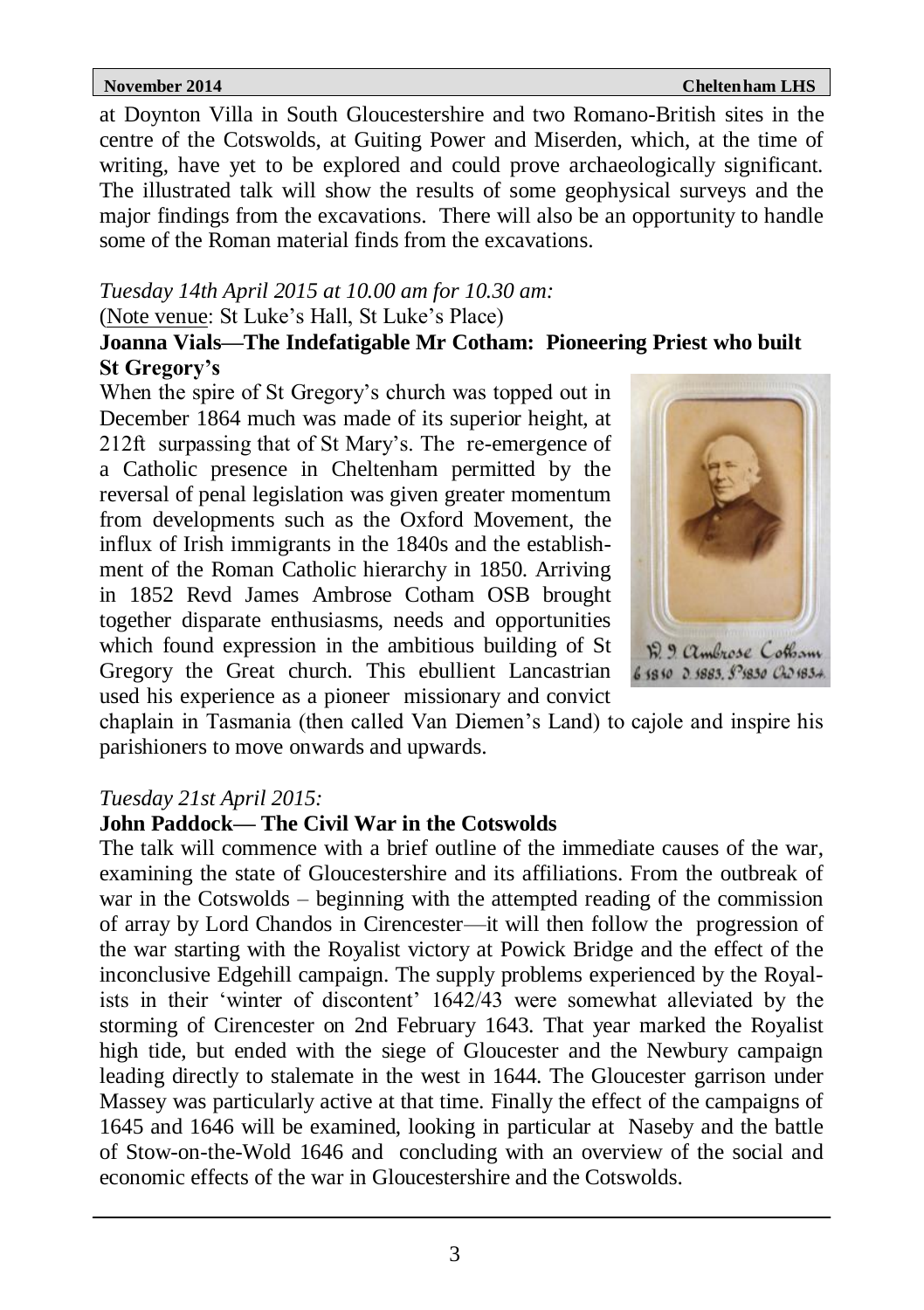at Doynton Villa in South Gloucestershire and two Romano-British sites in the centre of the Cotswolds, at Guiting Power and Miserden, which, at the time of writing, have yet to be explored and could prove archaeologically significant. The illustrated talk will show the results of some geophysical surveys and the major findings from the excavations. There will also be an opportunity to handle some of the Roman material finds from the excavations.

*Tuesday 14th April 2015 at 10.00 am for 10.30 am:*
(Note venue: St Luke's Hall, St Luke's Place)

**Joanna Vials—The Indefatigable Mr Cotham: Pioneering Priest who built St Gregory's**

When the spire of St Gregory's church was topped out in December 1864 much was made of its superior height, at 212ft surpassing that of St Mary's. The re-emergence of a Catholic presence in Cheltenham permitted by the reversal of penal legislation was given greater momentum from developments such as the Oxford Movement, the influx of Irish immigrants in the 1840s and the establishment of the Roman Catholic hierarchy in 1850. Arriving in 1852 Revd James Ambrose Cotham OSB brought together disparate enthusiasms, needs and opportunities which found expression in the ambitious building of St Gregory the Great church. This ebullient Lancastrian used his experience as a pioneer missionary and convict chaplain in Tasmania (then called Van Diemen's Land) to cajole and inspire his parishioners to move onwards and upwards.

R. J. Ambrose Cotham
b 1810 d 1883, P 1830 Cl 1834

*Tuesday 21st April 2015:*

**John Paddock— The Civil War in the Cotswolds**

The talk will commence with a brief outline of the immediate causes of the war, examining the state of Gloucestershire and its affiliations. From the outbreak of war in the Cotswolds – beginning with the attempted reading of the commission of array by Lord Chandos in Cirencester—it will then follow the progression of the war starting with the Royalist victory at Powick Bridge and the effect of the inconclusive Edgehill campaign. The supply problems experienced by the Royalists in their 'winter of discontent' 1642/43 were somewhat alleviated by the storming of Cirencester on 2nd February 1643. That year marked the Royalist high tide, but ended with the siege of Gloucester and the Newbury campaign leading directly to stalemate in the west in 1644. The Gloucester garrison under Massey was particularly active at that time. Finally the effect of the campaigns of 1645 and 1646 will be examined, looking in particular at Naseby and the battle of Stow-on-the-Wold 1646 and concluding with an overview of the social and economic effects of the war in Gloucestershire and the Cotswolds.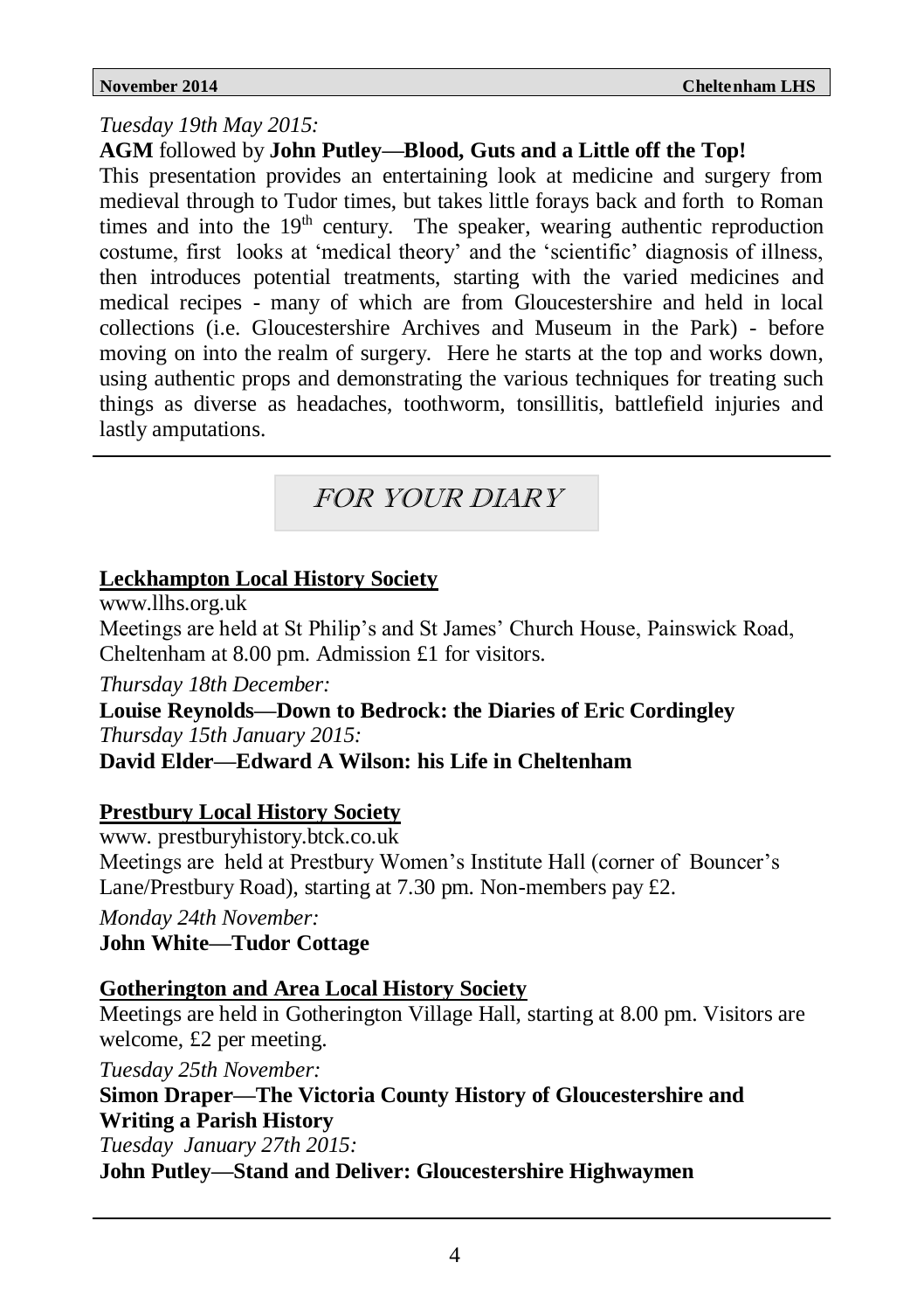*Tuesday 19th May 2015:*

**AGM** followed by **John Putley—Blood, Guts and a Little off the Top!**

This presentation provides an entertaining look at medicine and surgery from medieval through to Tudor times, but takes little forays back and forth to Roman times and into the 19th century. The speaker, wearing authentic reproduction costume, first looks at 'medical theory' and the 'scientific' diagnosis of illness, then introduces potential treatments, starting with the varied medicines and medical recipes - many of which are from Gloucestershire and held in local collections (i.e. Gloucestershire Archives and Museum in the Park) - before moving on into the realm of surgery. Here he starts at the top and works down, using authentic props and demonstrating the various techniques for treating such things as diverse as headaches, toothworm, tonsillitis, battlefield injuries and lastly amputations.

---

## *FOR YOUR DIARY*

### Leckhampton Local History Society

www.llhs.org.uk

Meetings are held at St Philip's and St James' Church House, Painswick Road, Cheltenham at 8.00 pm. Admission £1 for visitors.

*Thursday 18th December:*

**Louise Reynolds—Down to Bedrock: the Diaries of Eric Cordingley**

*Thursday 15th January 2015:*

**David Elder—Edward A Wilson: his Life in Cheltenham**

### Prestbury Local History Society

www. prestburyhistory.btck.co.uk

Meetings are held at Prestbury Women's Institute Hall (corner of Bouncer's Lane/Prestbury Road), starting at 7.30 pm. Non-members pay £2.

*Monday 24th November:*

**John White—Tudor Cottage**

### Gotherington and Area Local History Society

Meetings are held in Gotherington Village Hall, starting at 8.00 pm. Visitors are welcome, £2 per meeting.

*Tuesday 25th November:*

**Simon Draper—The Victoria County History of Gloucestershire and Writing a Parish History**

*Tuesday January 27th 2015:*

**John Putley—Stand and Deliver: Gloucestershire Highwaymen**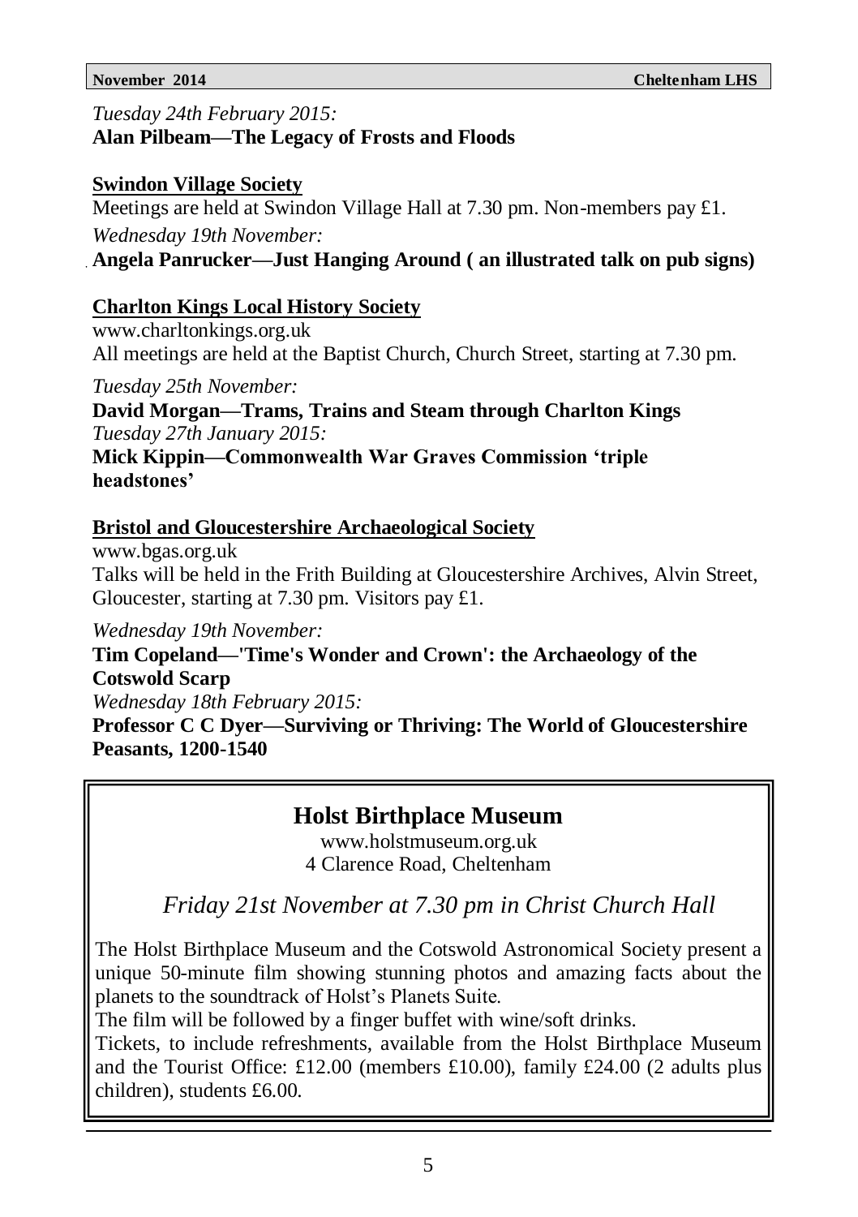*Tuesday 24th February 2015:*
**Alan Pilbeam—The Legacy of Frosts and Floods**

**Swindon Village Society**

Meetings are held at Swindon Village Hall at 7.30 pm. Non-members pay £1.

*Wednesday 19th November:*
**Angela Panrucker—Just Hanging Around ( an illustrated talk on pub signs)**

**Charlton Kings Local History Society**

www.charltonkings.org.uk
All meetings are held at the Baptist Church, Church Street, starting at 7.30 pm.

*Tuesday 25th November:*
**David Morgan—Trams, Trains and Steam through Charlton Kings**
*Tuesday 27th January 2015:*
**Mick Kippin—Commonwealth War Graves Commission 'triple headstones'**

**Bristol and Gloucestershire Archaeological Society**

www.bgas.org.uk
Talks will be held in the Frith Building at Gloucestershire Archives, Alvin Street, Gloucester, starting at 7.30 pm. Visitors pay £1.

*Wednesday 19th November:*
**Tim Copeland—'Time's Wonder and Crown': the Archaeology of the Cotswold Scarp**
*Wednesday 18th February 2015:*
**Professor C C Dyer—Surviving or Thriving: The World of Gloucestershire Peasants, 1200-1540**

## Holst Birthplace Museum

www.holstmuseum.org.uk
4 Clarence Road, Cheltenham

*Friday 21st November at 7.30 pm in Christ Church Hall*

The Holst Birthplace Museum and the Cotswold Astronomical Society present a unique 50-minute film showing stunning photos and amazing facts about the planets to the soundtrack of Holst's Planets Suite.

The film will be followed by a finger buffet with wine/soft drinks.

Tickets, to include refreshments, available from the Holst Birthplace Museum and the Tourist Office: £12.00 (members £10.00), family £24.00 (2 adults plus children), students £6.00.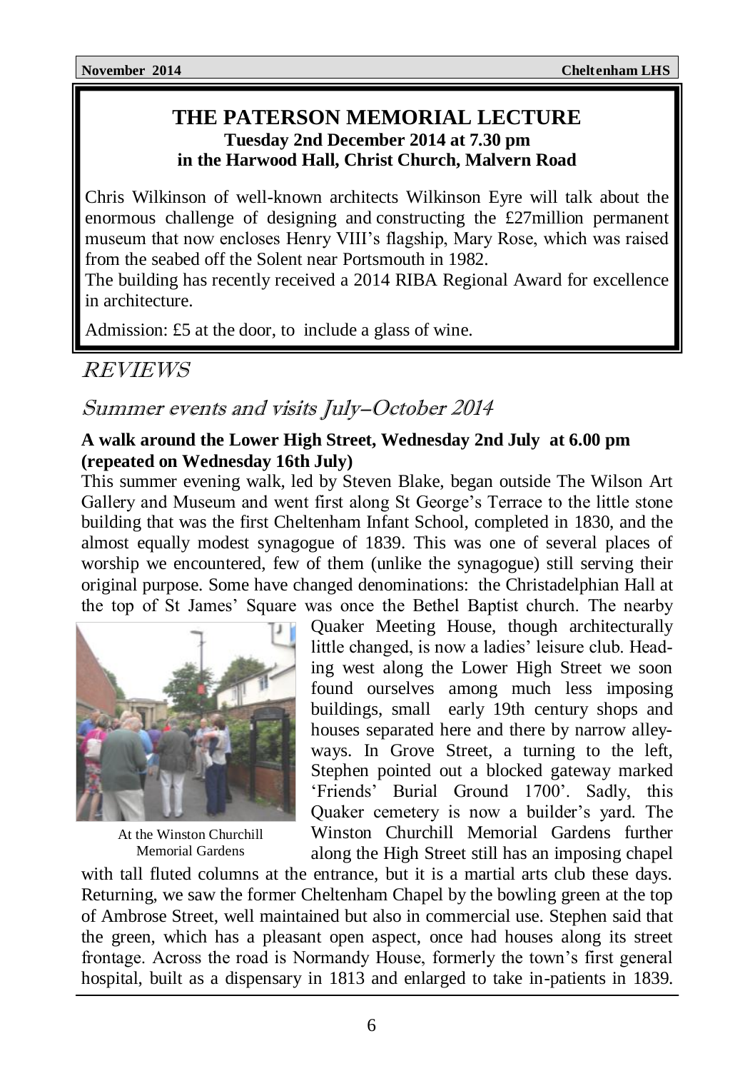## THE PATERSON MEMORIAL LECTURE

**Tuesday 2nd December 2014 at 7.30 pm**
**in the Harwood Hall, Christ Church, Malvern Road**

Chris Wilkinson of well-known architects Wilkinson Eyre will talk about the enormous challenge of designing and constructing the £27million permanent museum that now encloses Henry VIII's flagship, Mary Rose, which was raised from the seabed off the Solent near Portsmouth in 1982.

The building has recently received a 2014 RIBA Regional Award for excellence in architecture.

Admission: £5 at the door, to include a glass of wine.

# REVIEWS

## Summer events and visits July–October 2014

**A walk around the Lower High Street, Wednesday 2nd July at 6.00 pm (repeated on Wednesday 16th July)**

This summer evening walk, led by Steven Blake, began outside The Wilson Art Gallery and Museum and went first along St George's Terrace to the little stone building that was the first Cheltenham Infant School, completed in 1830, and the almost equally modest synagogue of 1839. This was one of several places of worship we encountered, few of them (unlike the synagogue) still serving their original purpose. Some have changed denominations: the Christadelphian Hall at the top of St James' Square was once the Bethel Baptist church. The nearby Quaker Meeting House, though architecturally little changed, is now a ladies' leisure club. Heading west along the Lower High Street we soon found ourselves among much less imposing buildings, small early 19th century shops and houses separated here and there by narrow alleyways. In Grove Street, a turning to the left, Stephen pointed out a blocked gateway marked 'Friends' Burial Ground 1700'. Sadly, this Quaker cemetery is now a builder's yard. The Winston Churchill Memorial Gardens further along the High Street still has an imposing chapel with tall fluted columns at the entrance, but it is a martial arts club these days. Returning, we saw the former Cheltenham Chapel by the bowling green at the top of Ambrose Street, well maintained but also in commercial use. Stephen said that the green, which has a pleasant open aspect, once had houses along its street frontage. Across the road is Normandy House, formerly the town's first general hospital, built as a dispensary in 1813 and enlarged to take in-patients in 1839.

At the Winston Churchill Memorial Gardens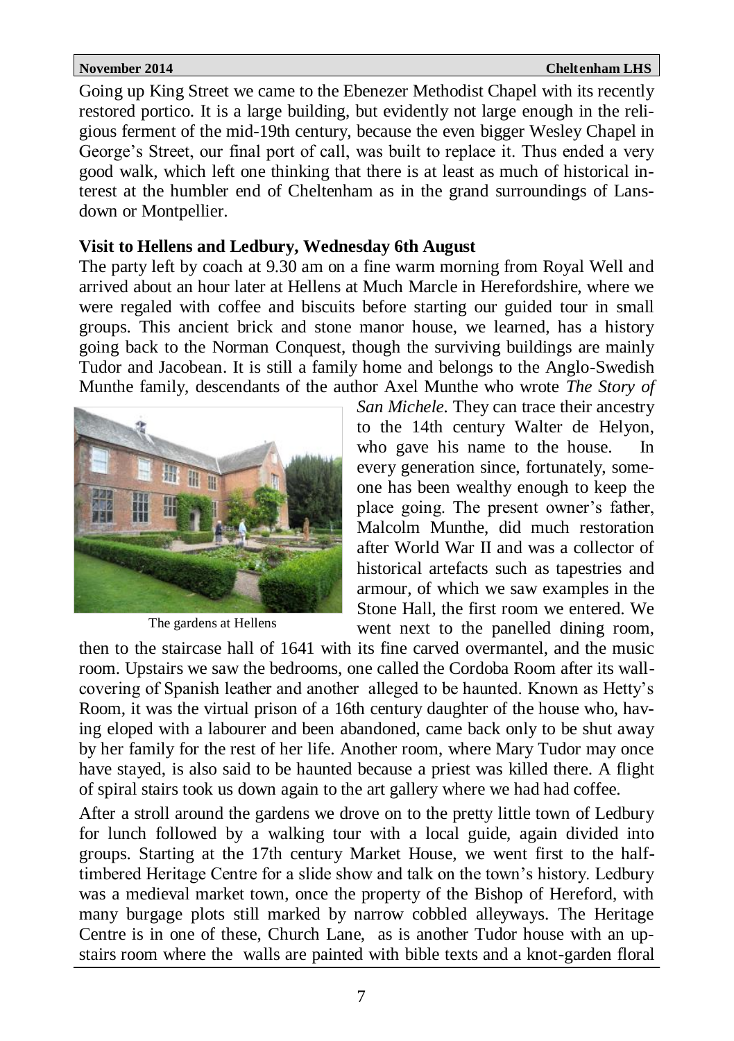Going up King Street we came to the Ebenezer Methodist Chapel with its recently restored portico. It is a large building, but evidently not large enough in the religious ferment of the mid-19th century, because the even bigger Wesley Chapel in George's Street, our final port of call, was built to replace it. Thus ended a very good walk, which left one thinking that there is at least as much of historical interest at the humbler end of Cheltenham as in the grand surroundings of Lansdown or Montpellier.

**Visit to Hellens and Ledbury, Wednesday 6th August**

The party left by coach at 9.30 am on a fine warm morning from Royal Well and arrived about an hour later at Hellens at Much Marcle in Herefordshire, where we were regaled with coffee and biscuits before starting our guided tour in small groups. This ancient brick and stone manor house, we learned, has a history going back to the Norman Conquest, though the surviving buildings are mainly Tudor and Jacobean. It is still a family home and belongs to the Anglo-Swedish Munthe family, descendants of the author Axel Munthe who wrote *The Story of San Michele*. They can trace their ancestry to the 14th century Walter de Helyon, who gave his name to the house. In every generation since, fortunately, someone has been wealthy enough to keep the place going. The present owner's father, Malcolm Munthe, did much restoration after World War II and was a collector of historical artefacts such as tapestries and armour, of which we saw examples in the Stone Hall, the first room we entered. We went next to the panelled dining room, then to the staircase hall of 1641 with its fine carved overmantel, and the music room. Upstairs we saw the bedrooms, one called the Cordoba Room after its wall-covering of Spanish leather and another alleged to be haunted. Known as Hetty's Room, it was the virtual prison of a 16th century daughter of the house who, having eloped with a labourer and been abandoned, came back only to be shut away by her family for the rest of her life. Another room, where Mary Tudor may once have stayed, is also said to be haunted because a priest was killed there. A flight of spiral stairs took us down again to the art gallery where we had had coffee.

The gardens at Hellens

After a stroll around the gardens we drove on to the pretty little town of Ledbury for lunch followed by a walking tour with a local guide, again divided into groups. Starting at the 17th century Market House, we went first to the half-timbered Heritage Centre for a slide show and talk on the town's history. Ledbury was a medieval market town, once the property of the Bishop of Hereford, with many burgage plots still marked by narrow cobbled alleyways. The Heritage Centre is in one of these, Church Lane, as is another Tudor house with an upstairs room where the walls are painted with bible texts and a knot-garden floral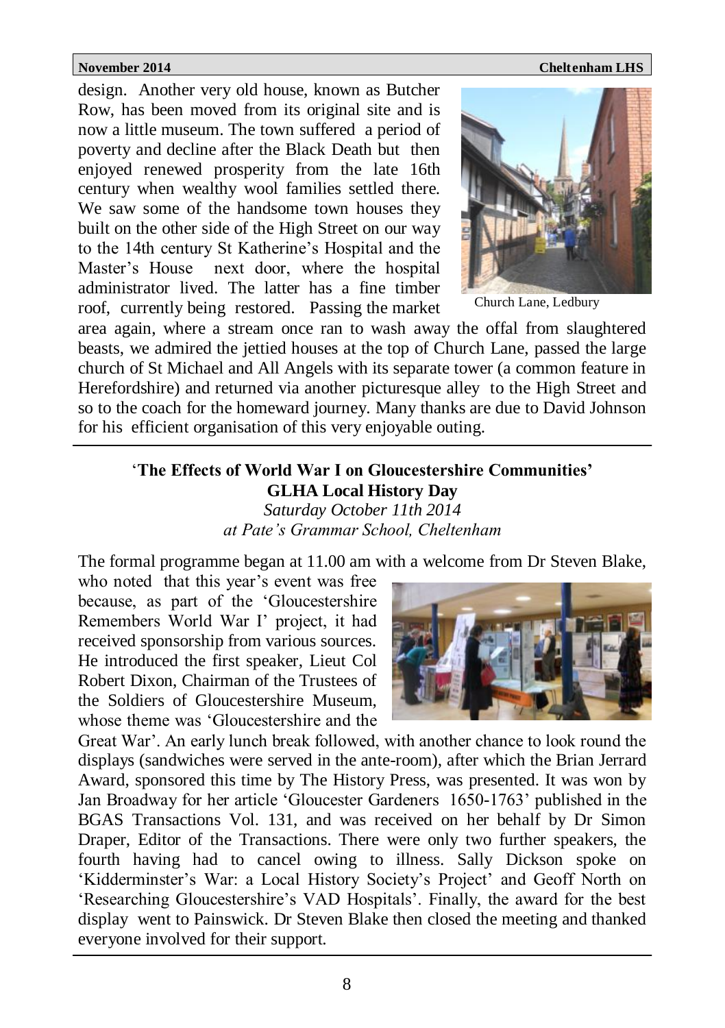design. Another very old house, known as Butcher Row, has been moved from its original site and is now a little museum. The town suffered a period of poverty and decline after the Black Death but then enjoyed renewed prosperity from the late 16th century when wealthy wool families settled there. We saw some of the handsome town houses they built on the other side of the High Street on our way to the 14th century St Katherine's Hospital and the Master's House next door, where the hospital administrator lived. The latter has a fine timber roof, currently being restored. Passing the market area again, where a stream once ran to wash away the offal from slaughtered beasts, we admired the jettied houses at the top of Church Lane, passed the large church of St Michael and All Angels with its separate tower (a common feature in Herefordshire) and returned via another picturesque alley to the High Street and so to the coach for the homeward journey. Many thanks are due to David Johnson for his efficient organisation of this very enjoyable outing.

Church Lane, Ledbury

---

## 'The Effects of World War I on Gloucestershire Communities'
## GLHA Local History Day

*Saturday October 11th 2014*
*at Pate's Grammar School, Cheltenham*

The formal programme began at 11.00 am with a welcome from Dr Steven Blake, who noted that this year's event was free because, as part of the 'Gloucestershire Remembers World War I' project, it had received sponsorship from various sources. He introduced the first speaker, Lieut Col Robert Dixon, Chairman of the Trustees of the Soldiers of Gloucestershire Museum, whose theme was 'Gloucestershire and the Great War'. An early lunch break followed, with another chance to look round the displays (sandwiches were served in the ante-room), after which the Brian Jerrard Award, sponsored this time by The History Press, was presented. It was won by Jan Broadway for her article 'Gloucester Gardeners 1650-1763' published in the BGAS Transactions Vol. 131, and was received on her behalf by Dr Simon Draper, Editor of the Transactions. There were only two further speakers, the fourth having had to cancel owing to illness. Sally Dickson spoke on 'Kidderminster's War: a Local History Society's Project' and Geoff North on 'Researching Gloucestershire's VAD Hospitals'. Finally, the award for the best display went to Painswick. Dr Steven Blake then closed the meeting and thanked everyone involved for their support.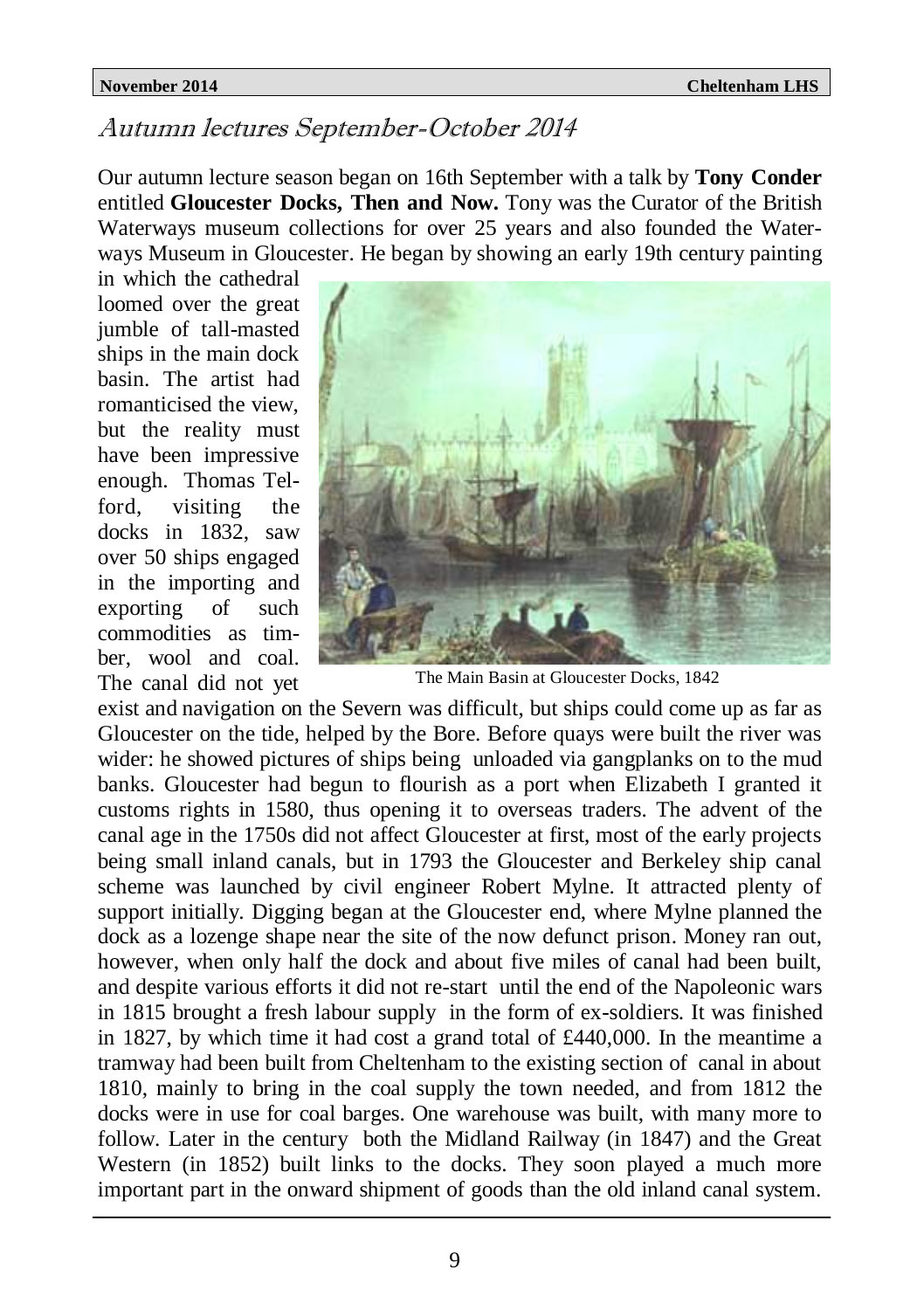## Autumn lectures September-October 2014

Our autumn lecture season began on 16th September with a talk by **Tony Conder** entitled **Gloucester Docks, Then and Now.** Tony was the Curator of the British Waterways museum collections for over 25 years and also founded the Waterways Museum in Gloucester. He began by showing an early 19th century painting in which the cathedral loomed over the great jumble of tall-masted ships in the main dock basin. The artist had romanticised the view, but the reality must have been impressive enough. Thomas Telford, visiting the docks in 1832, saw over 50 ships engaged in the importing and exporting of such commodities as timber, wool and coal. The canal did not yet exist and navigation on the Severn was difficult, but ships could come up as far as Gloucester on the tide, helped by the Bore. Before quays were built the river was wider: he showed pictures of ships being unloaded via gangplanks on to the mud banks. Gloucester had begun to flourish as a port when Elizabeth I granted it customs rights in 1580, thus opening it to overseas traders. The advent of the canal age in the 1750s did not affect Gloucester at first, most of the early projects being small inland canals, but in 1793 the Gloucester and Berkeley ship canal scheme was launched by civil engineer Robert Mylne. It attracted plenty of support initially. Digging began at the Gloucester end, where Mylne planned the dock as a lozenge shape near the site of the now defunct prison. Money ran out, however, when only half the dock and about five miles of canal had been built, and despite various efforts it did not re-start until the end of the Napoleonic wars in 1815 brought a fresh labour supply in the form of ex-soldiers. It was finished in 1827, by which time it had cost a grand total of £440,000. In the meantime a tramway had been built from Cheltenham to the existing section of canal in about 1810, mainly to bring in the coal supply the town needed, and from 1812 the docks were in use for coal barges. One warehouse was built, with many more to follow. Later in the century both the Midland Railway (in 1847) and the Great Western (in 1852) built links to the docks. They soon played a much more important part in the onward shipment of goods than the old inland canal system.

The Main Basin at Gloucester Docks, 1842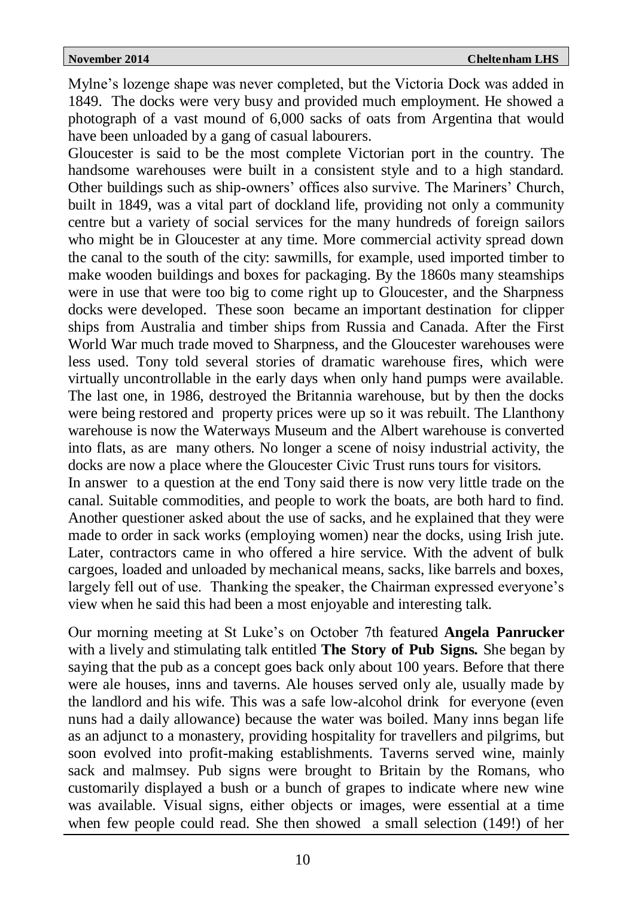Mylne's lozenge shape was never completed, but the Victoria Dock was added in 1849. The docks were very busy and provided much employment. He showed a photograph of a vast mound of 6,000 sacks of oats from Argentina that would have been unloaded by a gang of casual labourers.

Gloucester is said to be the most complete Victorian port in the country. The handsome warehouses were built in a consistent style and to a high standard. Other buildings such as ship-owners' offices also survive. The Mariners' Church, built in 1849, was a vital part of dockland life, providing not only a community centre but a variety of social services for the many hundreds of foreign sailors who might be in Gloucester at any time. More commercial activity spread down the canal to the south of the city: sawmills, for example, used imported timber to make wooden buildings and boxes for packaging. By the 1860s many steamships were in use that were too big to come right up to Gloucester, and the Sharpness docks were developed. These soon became an important destination for clipper ships from Australia and timber ships from Russia and Canada. After the First World War much trade moved to Sharpness, and the Gloucester warehouses were less used. Tony told several stories of dramatic warehouse fires, which were virtually uncontrollable in the early days when only hand pumps were available. The last one, in 1986, destroyed the Britannia warehouse, but by then the docks were being restored and property prices were up so it was rebuilt. The Llanthony warehouse is now the Waterways Museum and the Albert warehouse is converted into flats, as are many others. No longer a scene of noisy industrial activity, the docks are now a place where the Gloucester Civic Trust runs tours for visitors.

In answer to a question at the end Tony said there is now very little trade on the canal. Suitable commodities, and people to work the boats, are both hard to find. Another questioner asked about the use of sacks, and he explained that they were made to order in sack works (employing women) near the docks, using Irish jute. Later, contractors came in who offered a hire service. With the advent of bulk cargoes, loaded and unloaded by mechanical means, sacks, like barrels and boxes, largely fell out of use. Thanking the speaker, the Chairman expressed everyone's view when he said this had been a most enjoyable and interesting talk.

Our morning meeting at St Luke's on October 7th featured **Angela Panrucker** with a lively and stimulating talk entitled **The Story of Pub Signs.** She began by saying that the pub as a concept goes back only about 100 years. Before that there were ale houses, inns and taverns. Ale houses served only ale, usually made by the landlord and his wife. This was a safe low-alcohol drink for everyone (even nuns had a daily allowance) because the water was boiled. Many inns began life as an adjunct to a monastery, providing hospitality for travellers and pilgrims, but soon evolved into profit-making establishments. Taverns served wine, mainly sack and malmsey. Pub signs were brought to Britain by the Romans, who customarily displayed a bush or a bunch of grapes to indicate where new wine was available. Visual signs, either objects or images, were essential at a time when few people could read. She then showed a small selection (149!) of her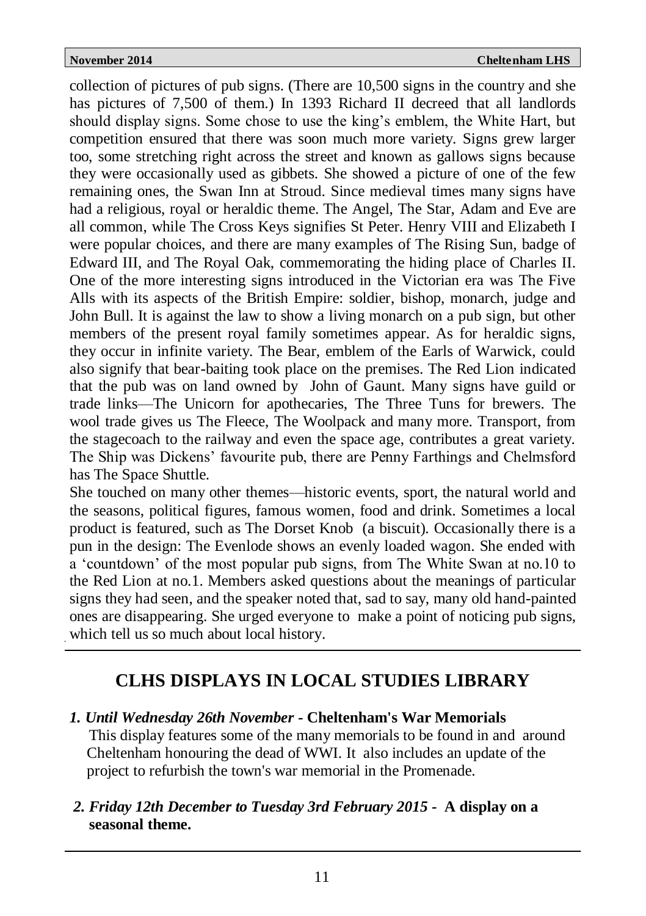collection of pictures of pub signs. (There are 10,500 signs in the country and she has pictures of 7,500 of them.) In 1393 Richard II decreed that all landlords should display signs. Some chose to use the king's emblem, the White Hart, but competition ensured that there was soon much more variety. Signs grew larger too, some stretching right across the street and known as gallows signs because they were occasionally used as gibbets. She showed a picture of one of the few remaining ones, the Swan Inn at Stroud. Since medieval times many signs have had a religious, royal or heraldic theme. The Angel, The Star, Adam and Eve are all common, while The Cross Keys signifies St Peter. Henry VIII and Elizabeth I were popular choices, and there are many examples of The Rising Sun, badge of Edward III, and The Royal Oak, commemorating the hiding place of Charles II. One of the more interesting signs introduced in the Victorian era was The Five Alls with its aspects of the British Empire: soldier, bishop, monarch, judge and John Bull. It is against the law to show a living monarch on a pub sign, but other members of the present royal family sometimes appear. As for heraldic signs, they occur in infinite variety. The Bear, emblem of the Earls of Warwick, could also signify that bear-baiting took place on the premises. The Red Lion indicated that the pub was on land owned by John of Gaunt. Many signs have guild or trade links—The Unicorn for apothecaries, The Three Tuns for brewers. The wool trade gives us The Fleece, The Woolpack and many more. Transport, from the stagecoach to the railway and even the space age, contributes a great variety. The Ship was Dickens' favourite pub, there are Penny Farthings and Chelmsford has The Space Shuttle.

She touched on many other themes—historic events, sport, the natural world and the seasons, political figures, famous women, food and drink. Sometimes a local product is featured, such as The Dorset Knob (a biscuit). Occasionally there is a pun in the design: The Evenlode shows an evenly loaded wagon. She ended with a 'countdown' of the most popular pub signs, from The White Swan at no.10 to the Red Lion at no.1. Members asked questions about the meanings of particular signs they had seen, and the speaker noted that, sad to say, many old hand-painted ones are disappearing. She urged everyone to make a point of noticing pub signs, which tell us so much about local history.

---

## CLHS DISPLAYS IN LOCAL STUDIES LIBRARY

1. ***Until Wednesday 26th November* - Cheltenham's War Memorials**
   This display features some of the many memorials to be found in and around Cheltenham honouring the dead of WWI. It also includes an update of the project to refurbish the town's war memorial in the Promenade.

2. ***Friday 12th December to Tuesday 3rd February 2015* - A display on a seasonal theme.**

---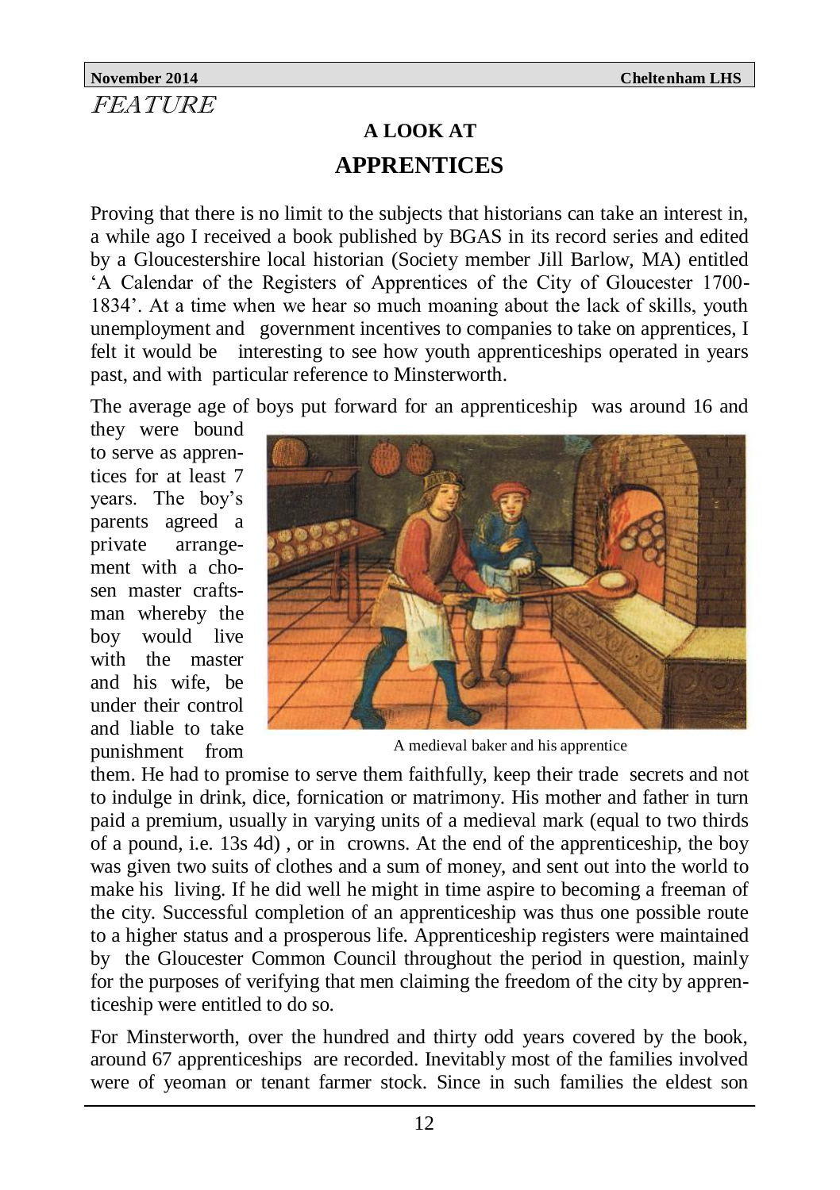FEATURE

# A LOOK AT

## APPRENTICES

Proving that there is no limit to the subjects that historians can take an interest in, a while ago I received a book published by BGAS in its record series and edited by a Gloucestershire local historian (Society member Jill Barlow, MA) entitled 'A Calendar of the Registers of Apprentices of the City of Gloucester 1700-1834'. At a time when we hear so much moaning about the lack of skills, youth unemployment and government incentives to companies to take on apprentices, I felt it would be interesting to see how youth apprenticeships operated in years past, and with particular reference to Minsterworth.

The average age of boys put forward for an apprenticeship was around 16 and they were bound to serve as apprentices for at least 7 years. The boy's parents agreed a private arrangement with a chosen master craftsman whereby the boy would live with the master and his wife, be under their control and liable to take punishment from them. He had to promise to serve them faithfully, keep their trade secrets and not to indulge in drink, dice, fornication or matrimony. His mother and father in turn paid a premium, usually in varying units of a medieval mark (equal to two thirds of a pound, i.e. 13s 4d) , or in crowns. At the end of the apprenticeship, the boy was given two suits of clothes and a sum of money, and sent out into the world to make his living. If he did well he might in time aspire to becoming a freeman of the city. Successful completion of an apprenticeship was thus one possible route to a higher status and a prosperous life. Apprenticeship registers were maintained by the Gloucester Common Council throughout the period in question, mainly for the purposes of verifying that men claiming the freedom of the city by apprenticeship were entitled to do so.

A medieval baker and his apprentice

For Minsterworth, over the hundred and thirty odd years covered by the book, around 67 apprenticeships are recorded. Inevitably most of the families involved were of yeoman or tenant farmer stock. Since in such families the eldest son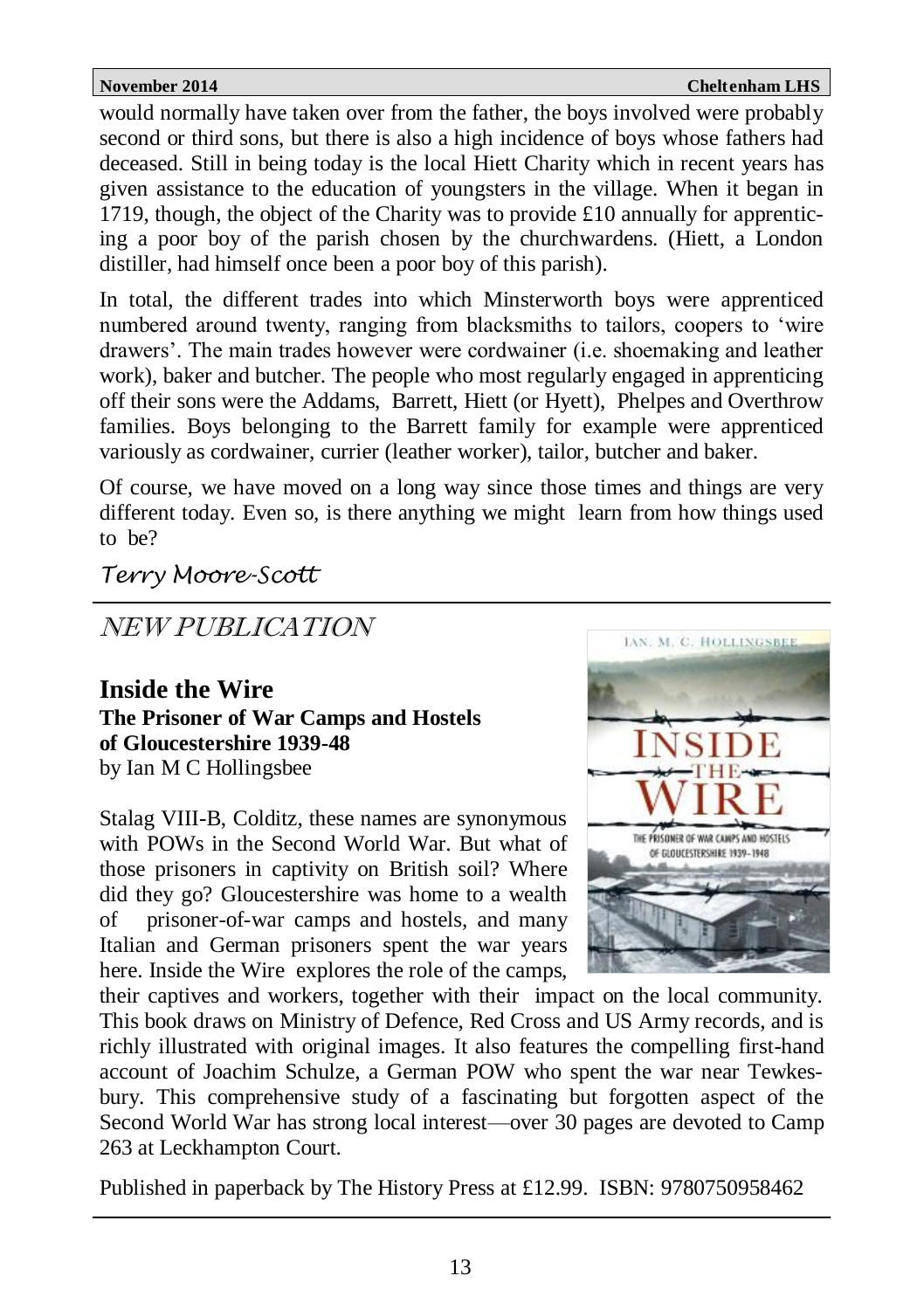would normally have taken over from the father, the boys involved were probably second or third sons, but there is also a high incidence of boys whose fathers had deceased. Still in being today is the local Hiett Charity which in recent years has given assistance to the education of youngsters in the village. When it began in 1719, though, the object of the Charity was to provide £10 annually for apprenticing a poor boy of the parish chosen by the churchwardens. (Hiett, a London distiller, had himself once been a poor boy of this parish).

In total, the different trades into which Minsterworth boys were apprenticed numbered around twenty, ranging from blacksmiths to tailors, coopers to 'wire drawers'. The main trades however were cordwainer (i.e. shoemaking and leather work), baker and butcher. The people who most regularly engaged in apprenticing off their sons were the Addams, Barrett, Hiett (or Hyett), Phelpes and Overthrow families. Boys belonging to the Barrett family for example were apprenticed variously as cordwainer, currier (leather worker), tailor, butcher and baker.

Of course, we have moved on a long way since those times and things are very different today. Even so, is there anything we might learn from how things used to be?

*Terry Moore-Scott*

---

## *NEW PUBLICATION*

### Inside the Wire

**The Prisoner of War Camps and Hostels of Gloucestershire 1939-48**
by Ian M C Hollingsbee

Stalag VIII-B, Colditz, these names are synonymous with POWs in the Second World War. But what of those prisoners in captivity on British soil? Where did they go? Gloucestershire was home to a wealth of prisoner-of-war camps and hostels, and many Italian and German prisoners spent the war years here. Inside the Wire explores the role of the camps, their captives and workers, together with their impact on the local community. This book draws on Ministry of Defence, Red Cross and US Army records, and is richly illustrated with original images. It also features the compelling first-hand account of Joachim Schulze, a German POW who spent the war near Tewkesbury. This comprehensive study of a fascinating but forgotten aspect of the Second World War has strong local interest—over 30 pages are devoted to Camp 263 at Leckhampton Court.

Published in paperback by The History Press at £12.99. ISBN: 9780750958462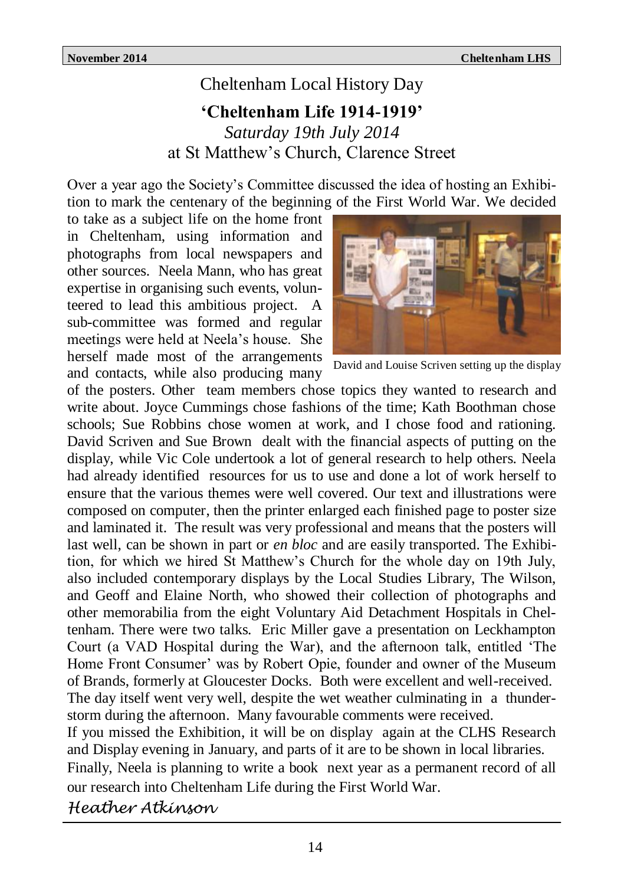# Cheltenham Local History Day

## 'Cheltenham Life 1914-1919'

*Saturday 19th July 2014*

at St Matthew's Church, Clarence Street

Over a year ago the Society's Committee discussed the idea of hosting an Exhibition to mark the centenary of the beginning of the First World War. We decided to take as a subject life on the home front in Cheltenham, using information and photographs from local newspapers and other sources. Neela Mann, who has great expertise in organising such events, volunteered to lead this ambitious project. A sub-committee was formed and regular meetings were held at Neela's house. She herself made most of the arrangements and contacts, while also producing many of the posters. Other team members chose topics they wanted to research and write about. Joyce Cummings chose fashions of the time; Kath Boothman chose schools; Sue Robbins chose women at work, and I chose food and rationing. David Scriven and Sue Brown dealt with the financial aspects of putting on the display, while Vic Cole undertook a lot of general research to help others. Neela had already identified resources for us to use and done a lot of work herself to ensure that the various themes were well covered. Our text and illustrations were composed on computer, then the printer enlarged each finished page to poster size and laminated it. The result was very professional and means that the posters will last well, can be shown in part or *en bloc* and are easily transported. The Exhibition, for which we hired St Matthew's Church for the whole day on 19th July, also included contemporary displays by the Local Studies Library, The Wilson, and Geoff and Elaine North, who showed their collection of photographs and other memorabilia from the eight Voluntary Aid Detachment Hospitals in Cheltenham. There were two talks. Eric Miller gave a presentation on Leckhampton Court (a VAD Hospital during the War), and the afternoon talk, entitled 'The Home Front Consumer' was by Robert Opie, founder and owner of the Museum of Brands, formerly at Gloucester Docks. Both were excellent and well-received. The day itself went very well, despite the wet weather culminating in a thunderstorm during the afternoon. Many favourable comments were received.

David and Louise Scriven setting up the display

If you missed the Exhibition, it will be on display again at the CLHS Research and Display evening in January, and parts of it are to be shown in local libraries.

Finally, Neela is planning to write a book next year as a permanent record of all our research into Cheltenham Life during the First World War.

*Heather Atkinson*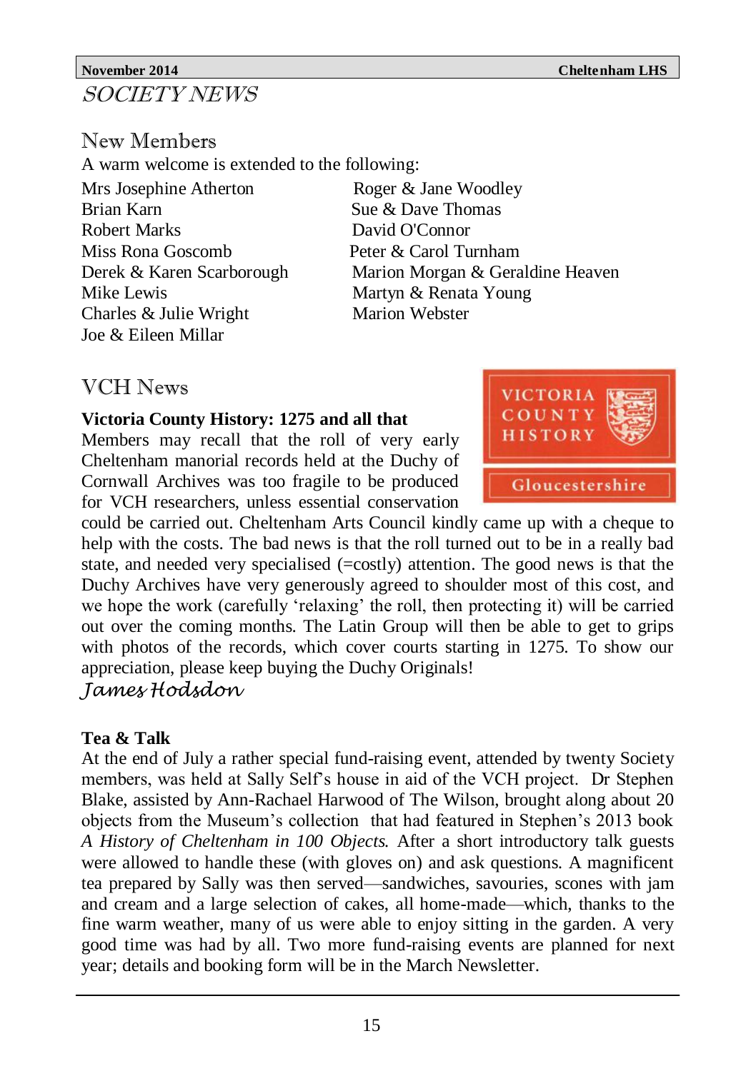# SOCIETY NEWS

## New Members

A warm welcome is extended to the following:

Mrs Josephine Atherton
Brian Karn
Robert Marks
Miss Rona Goscomb
Derek & Karen Scarborough
Mike Lewis
Charles & Julie Wright
Joe & Eileen Millar
Roger & Jane Woodley
Sue & Dave Thomas
David O'Connor
Peter & Carol Turnham
Marion Morgan & Geraldine Heaven
Martyn & Renata Young
Marion Webster

## VCH News

**Victoria County History: 1275 and all that**

Members may recall that the roll of very early Cheltenham manorial records held at the Duchy of Cornwall Archives was too fragile to be produced for VCH researchers, unless essential conservation could be carried out. Cheltenham Arts Council kindly came up with a cheque to help with the costs. The bad news is that the roll turned out to be in a really bad state, and needed very specialised (=costly) attention. The good news is that the Duchy Archives have very generously agreed to shoulder most of this cost, and we hope the work (carefully 'relaxing' the roll, then protecting it) will be carried out over the coming months. The Latin Group will then be able to get to grips with photos of the records, which cover courts starting in 1275. To show our appreciation, please keep buying the Duchy Originals!

*James Hodsdon*

**Tea & Talk**

At the end of July a rather special fund-raising event, attended by twenty Society members, was held at Sally Self's house in aid of the VCH project. Dr Stephen Blake, assisted by Ann-Rachael Harwood of The Wilson, brought along about 20 objects from the Museum's collection that had featured in Stephen's 2013 book *A History of Cheltenham in 100 Objects.* After a short introductory talk guests were allowed to handle these (with gloves on) and ask questions. A magnificent tea prepared by Sally was then served—sandwiches, savouries, scones with jam and cream and a large selection of cakes, all home-made—which, thanks to the fine warm weather, many of us were able to enjoy sitting in the garden. A very good time was had by all. Two more fund-raising events are planned for next year; details and booking form will be in the March Newsletter.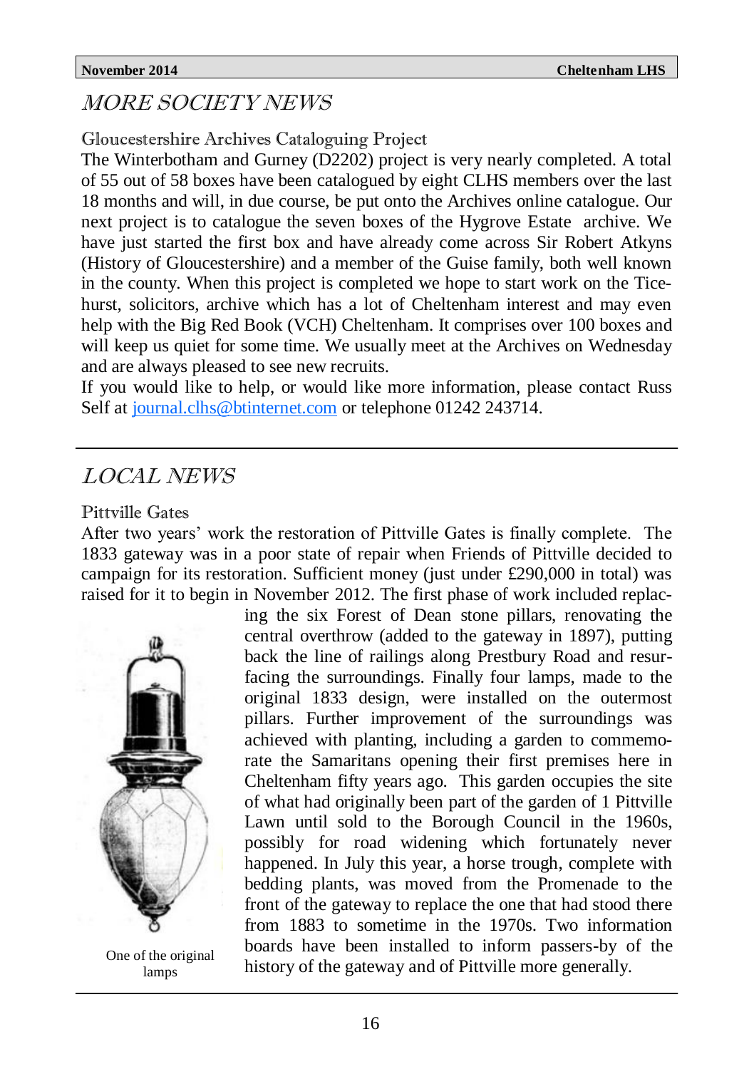## MORE SOCIETY NEWS

### Gloucestershire Archives Cataloguing Project

The Winterbotham and Gurney (D2202) project is very nearly completed. A total of 55 out of 58 boxes have been catalogued by eight CLHS members over the last 18 months and will, in due course, be put onto the Archives online catalogue. Our next project is to catalogue the seven boxes of the Hygrove Estate archive. We have just started the first box and have already come across Sir Robert Atkyns (History of Gloucestershire) and a member of the Guise family, both well known in the county. When this project is completed we hope to start work on the Ticehurst, solicitors, archive which has a lot of Cheltenham interest and may even help with the Big Red Book (VCH) Cheltenham. It comprises over 100 boxes and will keep us quiet for some time. We usually meet at the Archives on Wednesday and are always pleased to see new recruits.

If you would like to help, or would like more information, please contact Russ Self at journal.clhs@btinternet.com or telephone 01242 243714.

## LOCAL NEWS

### Pittville Gates

After two years' work the restoration of Pittville Gates is finally complete. The 1833 gateway was in a poor state of repair when Friends of Pittville decided to campaign for its restoration. Sufficient money (just under £290,000 in total) was raised for it to begin in November 2012. The first phase of work included replacing the six Forest of Dean stone pillars, renovating the central overthrow (added to the gateway in 1897), putting back the line of railings along Prestbury Road and resurfacing the surroundings. Finally four lamps, made to the original 1833 design, were installed on the outermost pillars. Further improvement of the surroundings was achieved with planting, including a garden to commemorate the Samaritans opening their first premises here in Cheltenham fifty years ago. This garden occupies the site of what had originally been part of the garden of 1 Pittville Lawn until sold to the Borough Council in the 1960s, possibly for road widening which fortunately never happened. In July this year, a horse trough, complete with bedding plants, was moved from the Promenade to the front of the gateway to replace the one that had stood there from 1883 to sometime in the 1970s. Two information boards have been installed to inform passers-by of the history of the gateway and of Pittville more generally.

One of the original lamps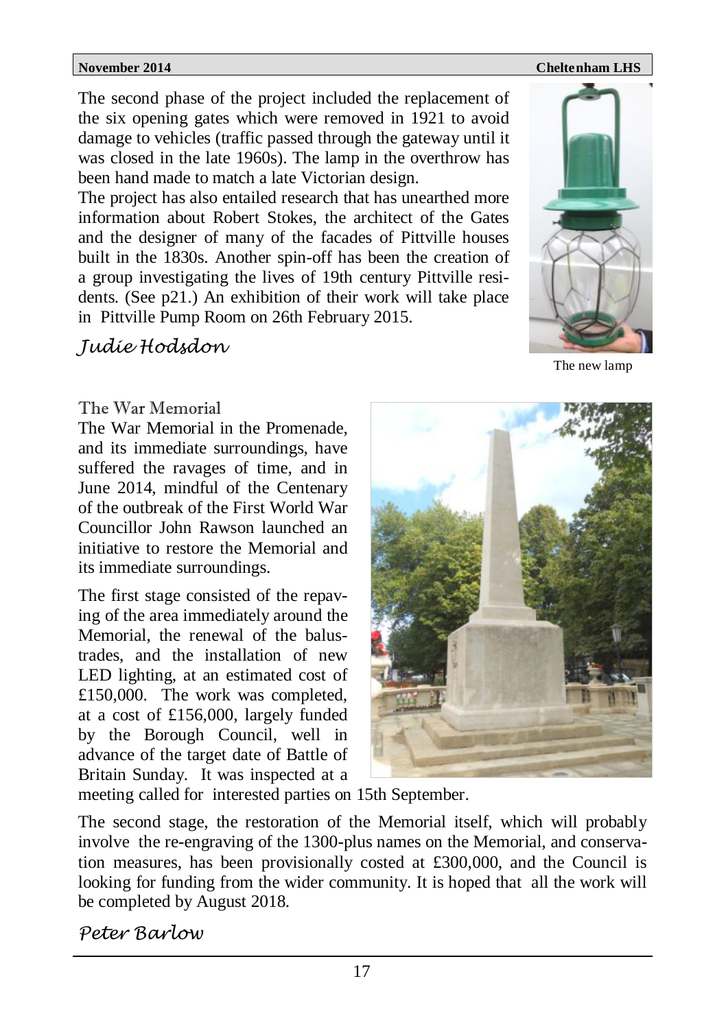The second phase of the project included the replacement of the six opening gates which were removed in 1921 to avoid damage to vehicles (traffic passed through the gateway until it was closed in the late 1960s). The lamp in the overthrow has been hand made to match a late Victorian design.

The project has also entailed research that has unearthed more information about Robert Stokes, the architect of the Gates and the designer of many of the facades of Pittville houses built in the 1830s. Another spin-off has been the creation of a group investigating the lives of 19th century Pittville residents. (See p21.) An exhibition of their work will take place in Pittville Pump Room on 26th February 2015.

*Judie Hodsdon*

The new lamp

## The War Memorial

The War Memorial in the Promenade, and its immediate surroundings, have suffered the ravages of time, and in June 2014, mindful of the Centenary of the outbreak of the First World War Councillor John Rawson launched an initiative to restore the Memorial and its immediate surroundings.

The first stage consisted of the repaving of the area immediately around the Memorial, the renewal of the balustrades, and the installation of new LED lighting, at an estimated cost of £150,000. The work was completed, at a cost of £156,000, largely funded by the Borough Council, well in advance of the target date of Battle of Britain Sunday. It was inspected at a meeting called for interested parties on 15th September.

The second stage, the restoration of the Memorial itself, which will probably involve the re-engraving of the 1300-plus names on the Memorial, and conservation measures, has been provisionally costed at £300,000, and the Council is looking for funding from the wider community. It is hoped that all the work will be completed by August 2018.

*Peter Barlow*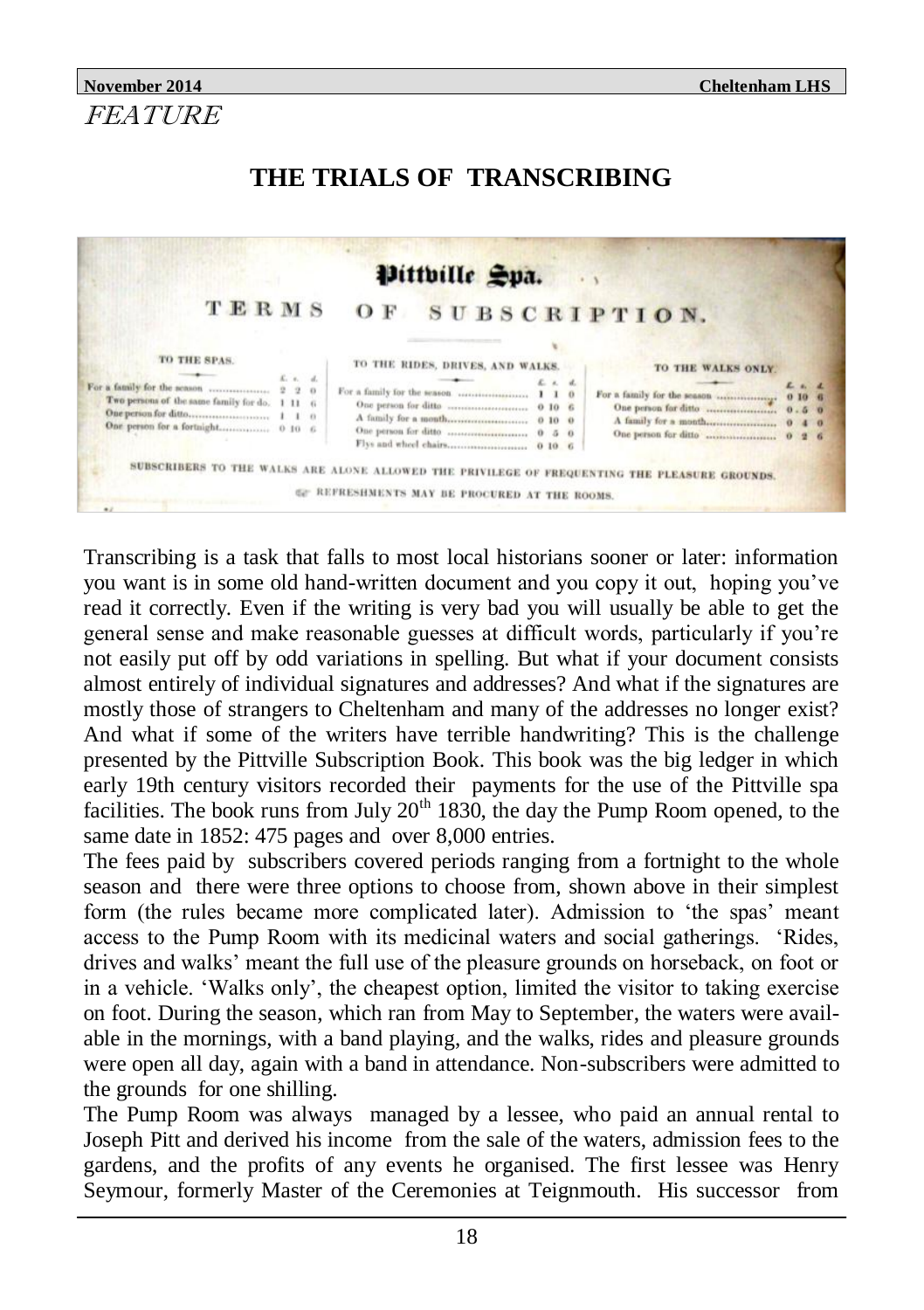*FEATURE*

# THE TRIALS OF TRANSCRIBING

**Pittville Spa.**

**TERMS OF SUBSCRIPTION.**

| TO THE SPAS. | £ | s. | d. |
|---|---|---|---|
| For a family for the season | 2 | 2 | 0 |
| Two persons of the same family for do. | 1 | 11 | 6 |
| One person for ditto | 1 | 1 | 0 |
| One person for a fortnight | 0 | 10 | 6 |

| TO THE RIDES, DRIVES, AND WALKS. | £ | s. | d. |
|---|---|---|---|
| For a family for the season | 1 | 1 | 0 |
| One person for ditto | 0 | 10 | 6 |
| A family for a month | 0 | 10 | 0 |
| One person for ditto | 0 | 5 | 0 |
| Flys and wheel chairs | 0 | 10 | 6 |

| TO THE WALKS ONLY. | £ | s. | d. |
|---|---|---|---|
| For a family for the season | 0 | 10 | 6 |
| One person for ditto | 0 | 5 | 0 |
| A family for a month | 0 | 4 | 0 |
| One person for ditto | 0 | 2 | 6 |

SUBSCRIBERS TO THE WALKS ARE ALONE ALLOWED THE PRIVILEGE OF FREQUENTING THE PLEASURE GROUNDS.

REFRESHMENTS MAY BE PROCURED AT THE ROOMS.

Transcribing is a task that falls to most local historians sooner or later: information you want is in some old hand-written document and you copy it out, hoping you've read it correctly. Even if the writing is very bad you will usually be able to get the general sense and make reasonable guesses at difficult words, particularly if you're not easily put off by odd variations in spelling. But what if your document consists almost entirely of individual signatures and addresses? And what if the signatures are mostly those of strangers to Cheltenham and many of the addresses no longer exist? And what if some of the writers have terrible handwriting? This is the challenge presented by the Pittville Subscription Book. This book was the big ledger in which early 19th century visitors recorded their payments for the use of the Pittville spa facilities. The book runs from July 20th 1830, the day the Pump Room opened, to the same date in 1852: 475 pages and over 8,000 entries.

The fees paid by subscribers covered periods ranging from a fortnight to the whole season and there were three options to choose from, shown above in their simplest form (the rules became more complicated later). Admission to 'the spas' meant access to the Pump Room with its medicinal waters and social gatherings. 'Rides, drives and walks' meant the full use of the pleasure grounds on horseback, on foot or in a vehicle. 'Walks only', the cheapest option, limited the visitor to taking exercise on foot. During the season, which ran from May to September, the waters were available in the mornings, with a band playing, and the walks, rides and pleasure grounds were open all day, again with a band in attendance. Non-subscribers were admitted to the grounds for one shilling.

The Pump Room was always managed by a lessee, who paid an annual rental to Joseph Pitt and derived his income from the sale of the waters, admission fees to the gardens, and the profits of any events he organised. The first lessee was Henry Seymour, formerly Master of the Ceremonies at Teignmouth. His successor from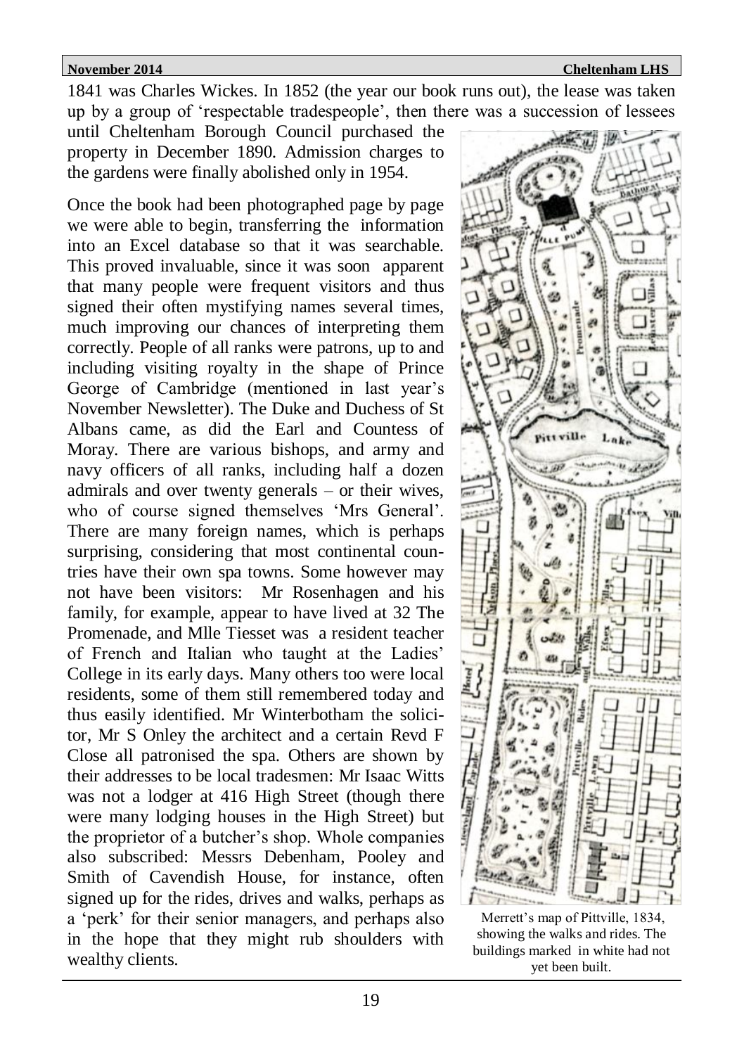1841 was Charles Wickes. In 1852 (the year our book runs out), the lease was taken up by a group of 'respectable tradespeople', then there was a succession of lessees until Cheltenham Borough Council purchased the property in December 1890. Admission charges to the gardens were finally abolished only in 1954.

Once the book had been photographed page by page we were able to begin, transferring the information into an Excel database so that it was searchable. This proved invaluable, since it was soon apparent that many people were frequent visitors and thus signed their often mystifying names several times, much improving our chances of interpreting them correctly. People of all ranks were patrons, up to and including visiting royalty in the shape of Prince George of Cambridge (mentioned in last year's November Newsletter). The Duke and Duchess of St Albans came, as did the Earl and Countess of Moray. There are various bishops, and army and navy officers of all ranks, including half a dozen admirals and over twenty generals – or their wives, who of course signed themselves 'Mrs General'. There are many foreign names, which is perhaps surprising, considering that most continental countries have their own spa towns. Some however may not have been visitors: Mr Rosenhagen and his family, for example, appear to have lived at 32 The Promenade, and Mlle Tiesset was a resident teacher of French and Italian who taught at the Ladies' College in its early days. Many others too were local residents, some of them still remembered today and thus easily identified. Mr Winterbotham the solicitor, Mr S Onley the architect and a certain Revd F Close all patronised the spa. Others are shown by their addresses to be local tradesmen: Mr Isaac Witts was not a lodger at 416 High Street (though there were many lodging houses in the High Street) but the proprietor of a butcher's shop. Whole companies also subscribed: Messrs Debenham, Pooley and Smith of Cavendish House, for instance, often signed up for the rides, drives and walks, perhaps as a 'perk' for their senior managers, and perhaps also in the hope that they might rub shoulders with wealthy clients.

Merrett's map of Pittville, 1834, showing the walks and rides. The buildings marked in white had not yet been built.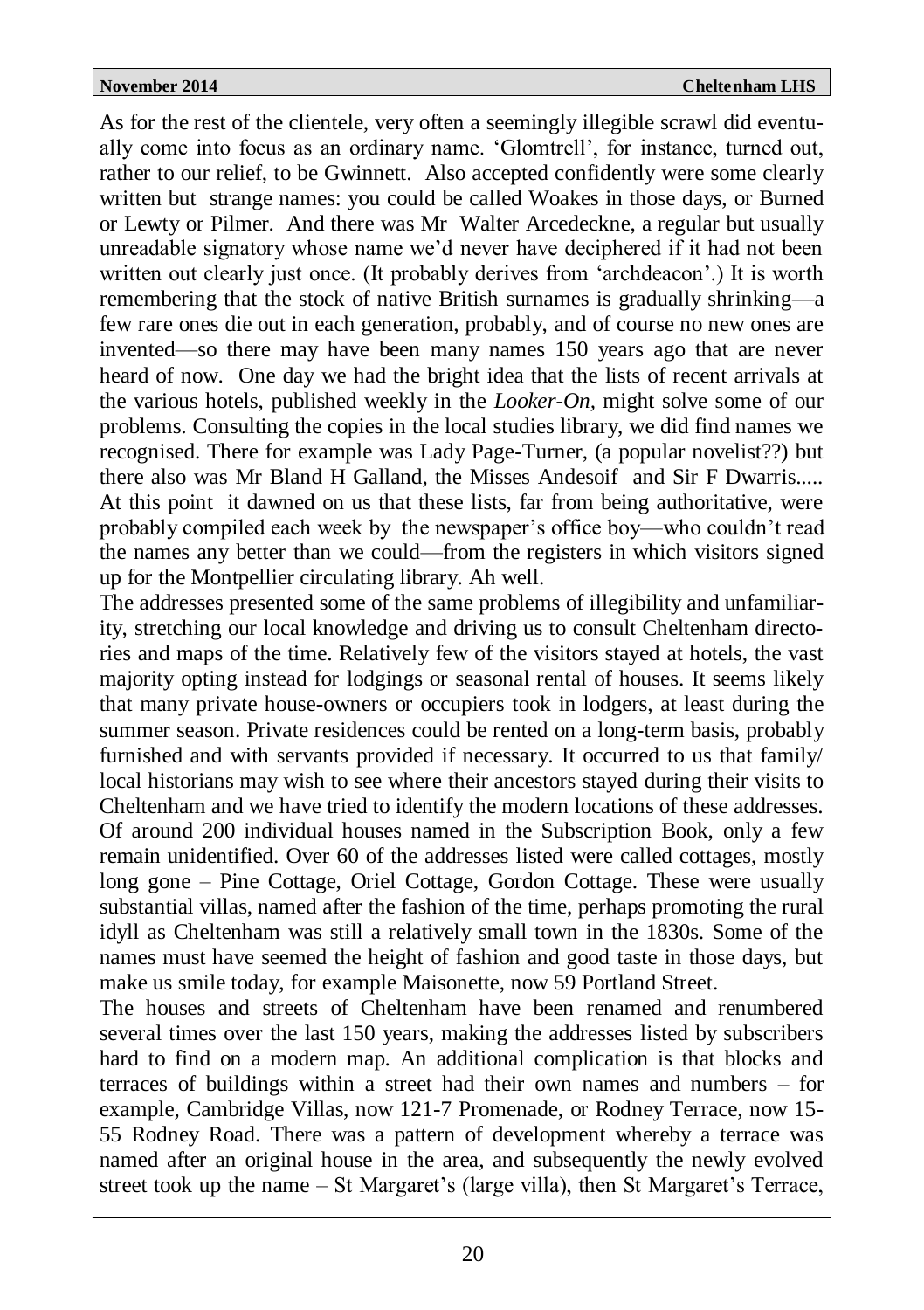As for the rest of the clientele, very often a seemingly illegible scrawl did eventually come into focus as an ordinary name. 'Glomtrell', for instance, turned out, rather to our relief, to be Gwinnett. Also accepted confidently were some clearly written but strange names: you could be called Woakes in those days, or Burned or Lewty or Pilmer. And there was Mr Walter Arcedeckne, a regular but usually unreadable signatory whose name we'd never have deciphered if it had not been written out clearly just once. (It probably derives from 'archdeacon'.) It is worth remembering that the stock of native British surnames is gradually shrinking—a few rare ones die out in each generation, probably, and of course no new ones are invented—so there may have been many names 150 years ago that are never heard of now. One day we had the bright idea that the lists of recent arrivals at the various hotels, published weekly in the *Looker-On,* might solve some of our problems. Consulting the copies in the local studies library, we did find names we recognised. There for example was Lady Page-Turner, (a popular novelist??) but there also was Mr Bland H Galland, the Misses Andesoif and Sir F Dwarris..... At this point it dawned on us that these lists, far from being authoritative, were probably compiled each week by the newspaper's office boy—who couldn't read the names any better than we could—from the registers in which visitors signed up for the Montpellier circulating library. Ah well.

The addresses presented some of the same problems of illegibility and unfamiliarity, stretching our local knowledge and driving us to consult Cheltenham directories and maps of the time. Relatively few of the visitors stayed at hotels, the vast majority opting instead for lodgings or seasonal rental of houses. It seems likely that many private house-owners or occupiers took in lodgers, at least during the summer season. Private residences could be rented on a long-term basis, probably furnished and with servants provided if necessary. It occurred to us that family/local historians may wish to see where their ancestors stayed during their visits to Cheltenham and we have tried to identify the modern locations of these addresses. Of around 200 individual houses named in the Subscription Book, only a few remain unidentified. Over 60 of the addresses listed were called cottages, mostly long gone – Pine Cottage, Oriel Cottage, Gordon Cottage. These were usually substantial villas, named after the fashion of the time, perhaps promoting the rural idyll as Cheltenham was still a relatively small town in the 1830s. Some of the names must have seemed the height of fashion and good taste in those days, but make us smile today, for example Maisonette, now 59 Portland Street.

The houses and streets of Cheltenham have been renamed and renumbered several times over the last 150 years, making the addresses listed by subscribers hard to find on a modern map. An additional complication is that blocks and terraces of buildings within a street had their own names and numbers – for example, Cambridge Villas, now 121-7 Promenade, or Rodney Terrace, now 15-55 Rodney Road. There was a pattern of development whereby a terrace was named after an original house in the area, and subsequently the newly evolved street took up the name – St Margaret's (large villa), then St Margaret's Terrace,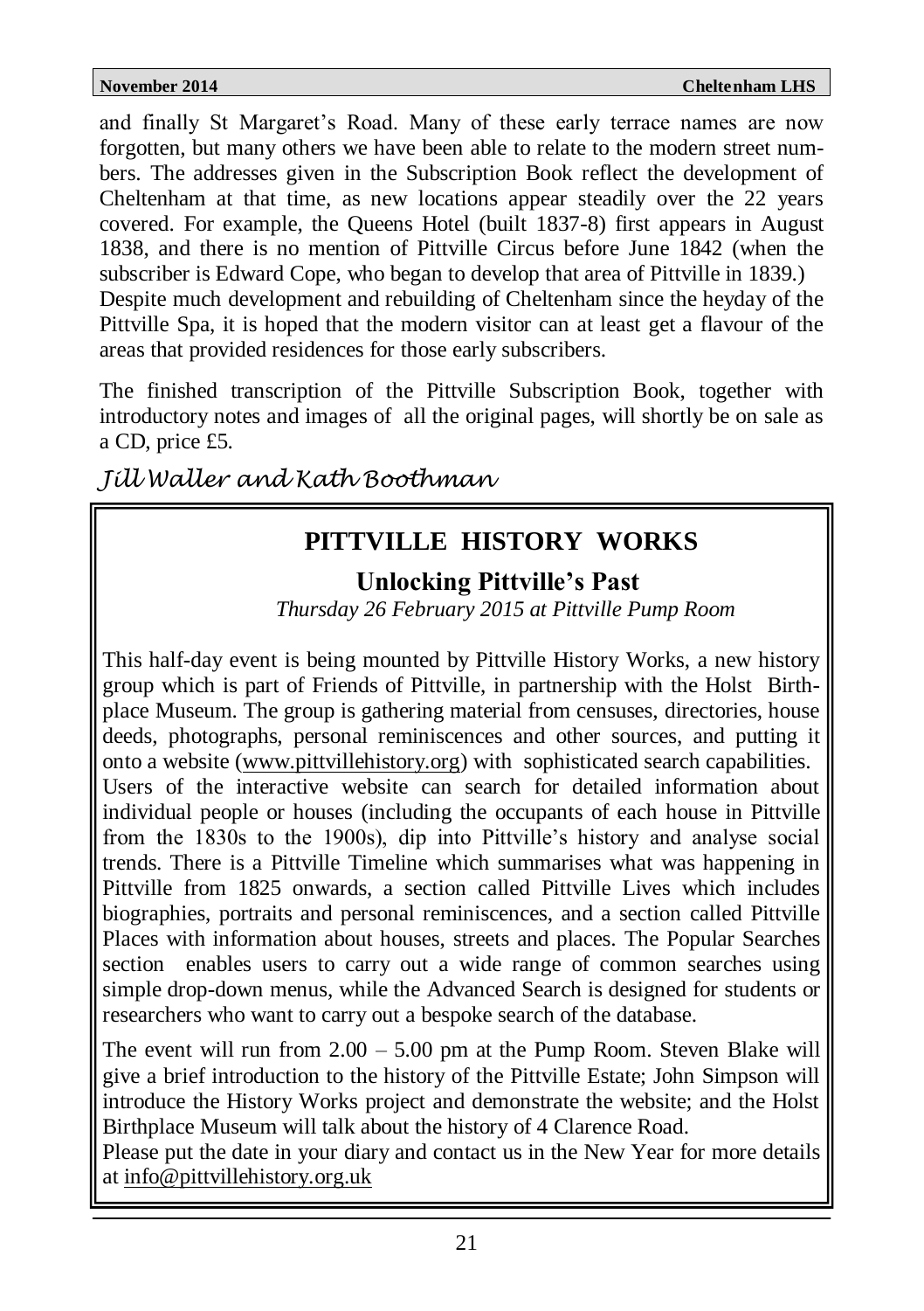and finally St Margaret's Road. Many of these early terrace names are now forgotten, but many others we have been able to relate to the modern street numbers. The addresses given in the Subscription Book reflect the development of Cheltenham at that time, as new locations appear steadily over the 22 years covered. For example, the Queens Hotel (built 1837-8) first appears in August 1838, and there is no mention of Pittville Circus before June 1842 (when the subscriber is Edward Cope, who began to develop that area of Pittville in 1839.)
Despite much development and rebuilding of Cheltenham since the heyday of the Pittville Spa, it is hoped that the modern visitor can at least get a flavour of the areas that provided residences for those early subscribers.

The finished transcription of the Pittville Subscription Book, together with introductory notes and images of all the original pages, will shortly be on sale as a CD, price £5.

*Jill Waller and Kath Boothman*

## PITTVILLE HISTORY WORKS

### Unlocking Pittville's Past

*Thursday 26 February 2015 at Pittville Pump Room*

This half-day event is being mounted by Pittville History Works, a new history group which is part of Friends of Pittville, in partnership with the Holst Birthplace Museum. The group is gathering material from censuses, directories, house deeds, photographs, personal reminiscences and other sources, and putting it onto a website (www.pittvillehistory.org) with sophisticated search capabilities.
Users of the interactive website can search for detailed information about individual people or houses (including the occupants of each house in Pittville from the 1830s to the 1900s), dip into Pittville's history and analyse social trends. There is a Pittville Timeline which summarises what was happening in Pittville from 1825 onwards, a section called Pittville Lives which includes biographies, portraits and personal reminiscences, and a section called Pittville Places with information about houses, streets and places. The Popular Searches section enables users to carry out a wide range of common searches using simple drop-down menus, while the Advanced Search is designed for students or researchers who want to carry out a bespoke search of the database.

The event will run from 2.00 – 5.00 pm at the Pump Room. Steven Blake will give a brief introduction to the history of the Pittville Estate; John Simpson will introduce the History Works project and demonstrate the website; and the Holst Birthplace Museum will talk about the history of 4 Clarence Road.
Please put the date in your diary and contact us in the New Year for more details at info@pittvillehistory.org.uk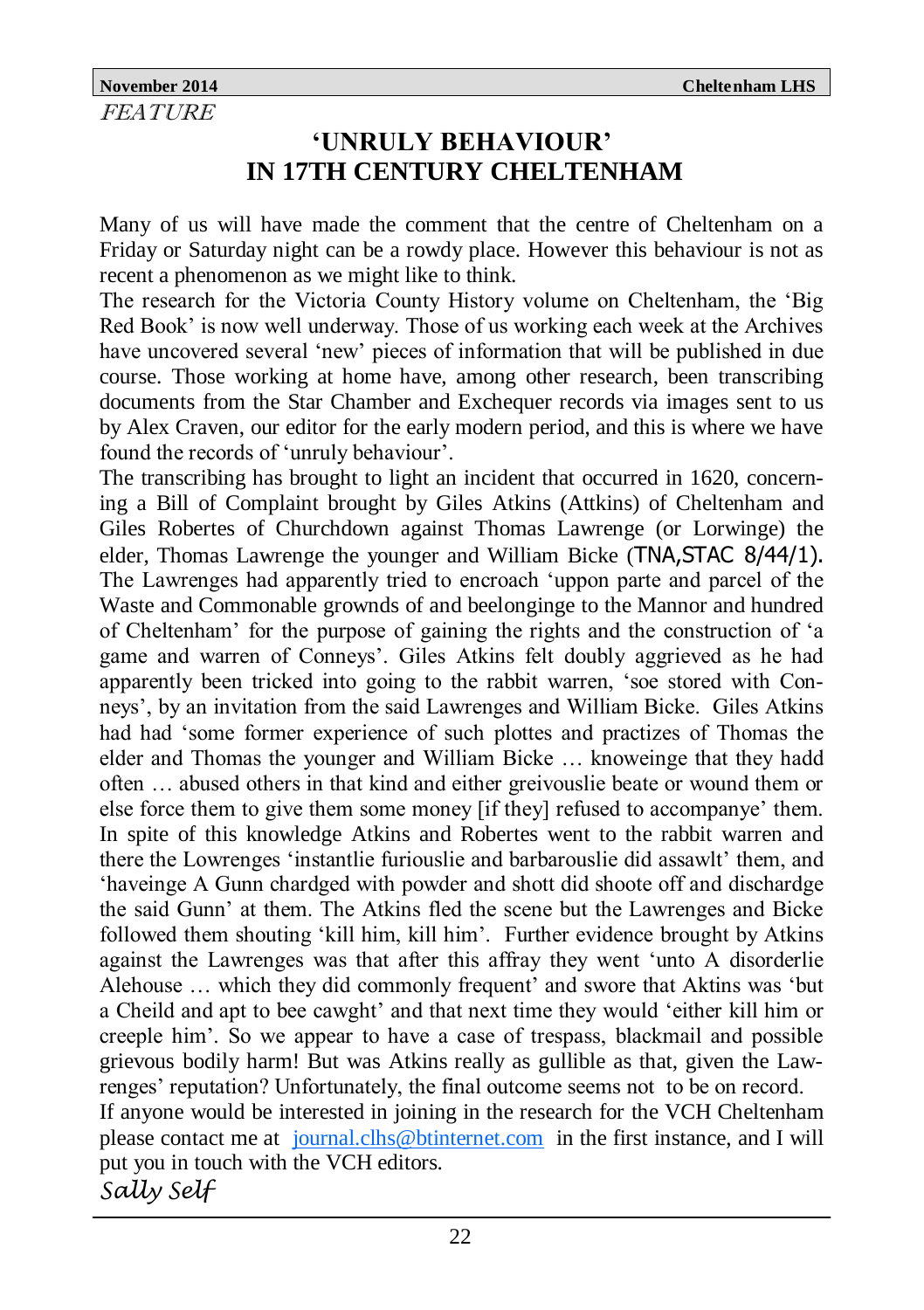*FEATURE*

# 'UNRULY BEHAVIOUR' IN 17TH CENTURY CHELTENHAM

Many of us will have made the comment that the centre of Cheltenham on a Friday or Saturday night can be a rowdy place. However this behaviour is not as recent a phenomenon as we might like to think.

The research for the Victoria County History volume on Cheltenham, the 'Big Red Book' is now well underway. Those of us working each week at the Archives have uncovered several 'new' pieces of information that will be published in due course. Those working at home have, among other research, been transcribing documents from the Star Chamber and Exchequer records via images sent to us by Alex Craven, our editor for the early modern period, and this is where we have found the records of 'unruly behaviour'.

The transcribing has brought to light an incident that occurred in 1620, concerning a Bill of Complaint brought by Giles Atkins (Attkins) of Cheltenham and Giles Robertes of Churchdown against Thomas Lawrenge (or Lorwinge) the elder, Thomas Lawrenge the younger and William Bicke (TNA,STAC 8/44/1). The Lawrenges had apparently tried to encroach 'uppon parte and parcel of the Waste and Commonable grownds of and beelonginge to the Mannor and hundred of Cheltenham' for the purpose of gaining the rights and the construction of 'a game and warren of Conneys'. Giles Atkins felt doubly aggrieved as he had apparently been tricked into going to the rabbit warren, 'soe stored with Conneys', by an invitation from the said Lawrenges and William Bicke. Giles Atkins had had 'some former experience of such plottes and practizes of Thomas the elder and Thomas the younger and William Bicke … knoweinge that they hadd often … abused others in that kind and either greivouslie beate or wound them or else force them to give them some money [if they] refused to accompanye' them. In spite of this knowledge Atkins and Robertes went to the rabbit warren and there the Lowrenges 'instantlie furiouslie and barbarouslie did assawlt' them, and 'haveinge A Gunn chardged with powder and shott did shoote off and dischardge the said Gunn' at them. The Atkins fled the scene but the Lawrenges and Bicke followed them shouting 'kill him, kill him'. Further evidence brought by Atkins against the Lawrenges was that after this affray they went 'unto A disorderlie Alehouse … which they did commonly frequent' and swore that Aktins was 'but a Cheild and apt to bee cawght' and that next time they would 'either kill him or creeple him'. So we appear to have a case of trespass, blackmail and possible grievous bodily harm! But was Atkins really as gullible as that, given the Lawrenges' reputation? Unfortunately, the final outcome seems not to be on record.

If anyone would be interested in joining in the research for the VCH Cheltenham please contact me at journal.clhs@btinternet.com in the first instance, and I will put you in touch with the VCH editors.

*Sally Self*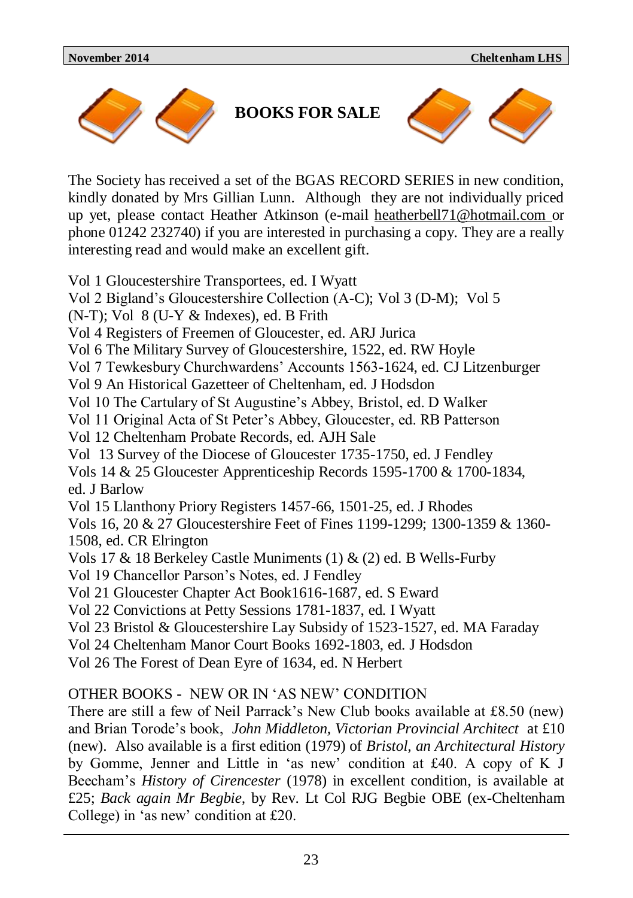# BOOKS FOR SALE

The Society has received a set of the BGAS RECORD SERIES in new condition, kindly donated by Mrs Gillian Lunn. Although they are not individually priced up yet, please contact Heather Atkinson (e-mail heatherbell71@hotmail.com or phone 01242 232740) if you are interested in purchasing a copy. They are a really interesting read and would make an excellent gift.

Vol 1 Gloucestershire Transportees, ed. I Wyatt
Vol 2 Bigland's Gloucestershire Collection (A-C); Vol 3 (D-M); Vol 5 (N-T); Vol 8 (U-Y & Indexes), ed. B Frith
Vol 4 Registers of Freemen of Gloucester, ed. ARJ Jurica
Vol 6 The Military Survey of Gloucestershire, 1522, ed. RW Hoyle
Vol 7 Tewkesbury Churchwardens' Accounts 1563-1624, ed. CJ Litzenburger
Vol 9 An Historical Gazetteer of Cheltenham, ed. J Hodsdon
Vol 10 The Cartulary of St Augustine's Abbey, Bristol, ed. D Walker
Vol 11 Original Acta of St Peter's Abbey, Gloucester, ed. RB Patterson
Vol 12 Cheltenham Probate Records, ed. AJH Sale
Vol 13 Survey of the Diocese of Gloucester 1735-1750, ed. J Fendley
Vols 14 & 25 Gloucester Apprenticeship Records 1595-1700 & 1700-1834, ed. J Barlow
Vol 15 Llanthony Priory Registers 1457-66, 1501-25, ed. J Rhodes
Vols 16, 20 & 27 Gloucestershire Feet of Fines 1199-1299; 1300-1359 & 1360-1508, ed. CR Elrington
Vols 17 & 18 Berkeley Castle Muniments (1) & (2) ed. B Wells-Furby
Vol 19 Chancellor Parson's Notes, ed. J Fendley
Vol 21 Gloucester Chapter Act Book1616-1687, ed. S Eward
Vol 22 Convictions at Petty Sessions 1781-1837, ed. I Wyatt
Vol 23 Bristol & Gloucestershire Lay Subsidy of 1523-1527, ed. MA Faraday
Vol 24 Cheltenham Manor Court Books 1692-1803, ed. J Hodsdon
Vol 26 The Forest of Dean Eyre of 1634, ed. N Herbert

OTHER BOOKS - NEW OR IN 'AS NEW' CONDITION

There are still a few of Neil Parrack's New Club books available at £8.50 (new) and Brian Torode's book, *John Middleton, Victorian Provincial Architect* at £10 (new). Also available is a first edition (1979) of *Bristol, an Architectural History* by Gomme, Jenner and Little in 'as new' condition at £40. A copy of K J Beecham's *History of Cirencester* (1978) in excellent condition, is available at £25; *Back again Mr Begbie,* by Rev. Lt Col RJG Begbie OBE (ex-Cheltenham College) in 'as new' condition at £20.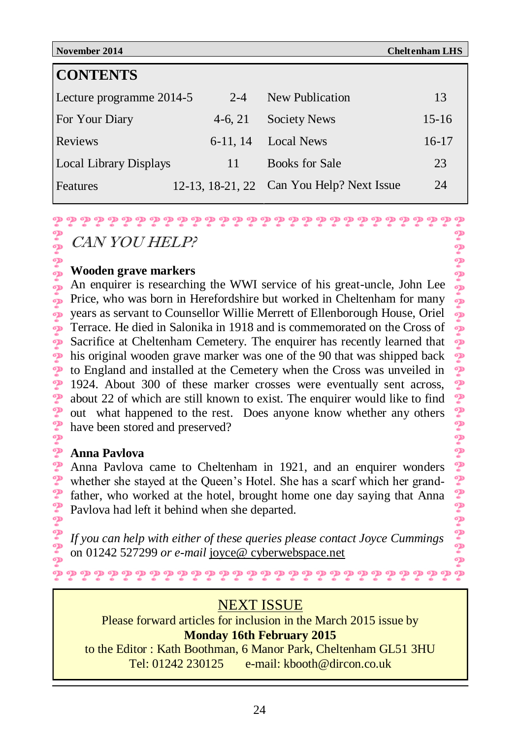## CONTENTS

| | | | |
|---|---|---|---|
| Lecture programme 2014-5 | 2-4 | New Publication | 13 |
| For Your Diary | 4-6, 21 | Society News | 15-16 |
| Reviews | 6-11, 14 | Local News | 16-17 |
| Local Library Displays | 11 | Books for Sale | 23 |
| Features | 12-13, 18-21, 22 | Can You Help? Next Issue | 24 |

## *CAN YOU HELP?*

**Wooden grave markers**

An enquirer is researching the WWI service of his great-uncle, John Lee Price, who was born in Herefordshire but worked in Cheltenham for many years as servant to Counsellor Willie Merrett of Ellenborough House, Oriel Terrace. He died in Salonika in 1918 and is commemorated on the Cross of Sacrifice at Cheltenham Cemetery. The enquirer has recently learned that his original wooden grave marker was one of the 90 that was shipped back to England and installed at the Cemetery when the Cross was unveiled in 1924. About 300 of these marker crosses were eventually sent across, about 22 of which are still known to exist. The enquirer would like to find out what happened to the rest. Does anyone know whether any others have been stored and preserved?

**Anna Pavlova**

Anna Pavlova came to Cheltenham in 1921, and an enquirer wonders whether she stayed at the Queen's Hotel. She has a scarf which her grand-father, who worked at the hotel, brought home one day saying that Anna Pavlova had left it behind when she departed.

*If you can help with either of these queries please contact Joyce Cummings* on 01242 527299 *or e-mail* joyce@ cyberwebspace.net

## NEXT ISSUE

Please forward articles for inclusion in the March 2015 issue by

**Monday 16th February 2015**

to the Editor : Kath Boothman, 6 Manor Park, Cheltenham GL51 3HU

Tel: 01242 230125 e-mail: kbooth@dircon.co.uk